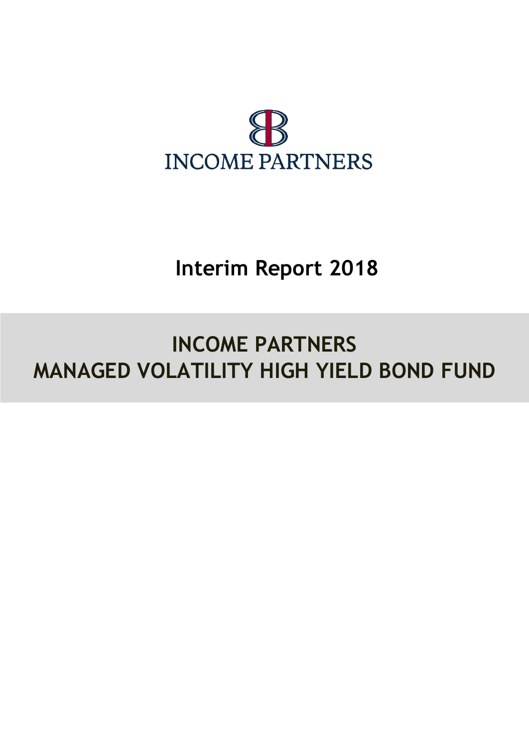INCOME PARTNERS

# Interim Report 2018

# INCOME PARTNERS MANAGED VOLATILITY HIGH YIELD BOND FUND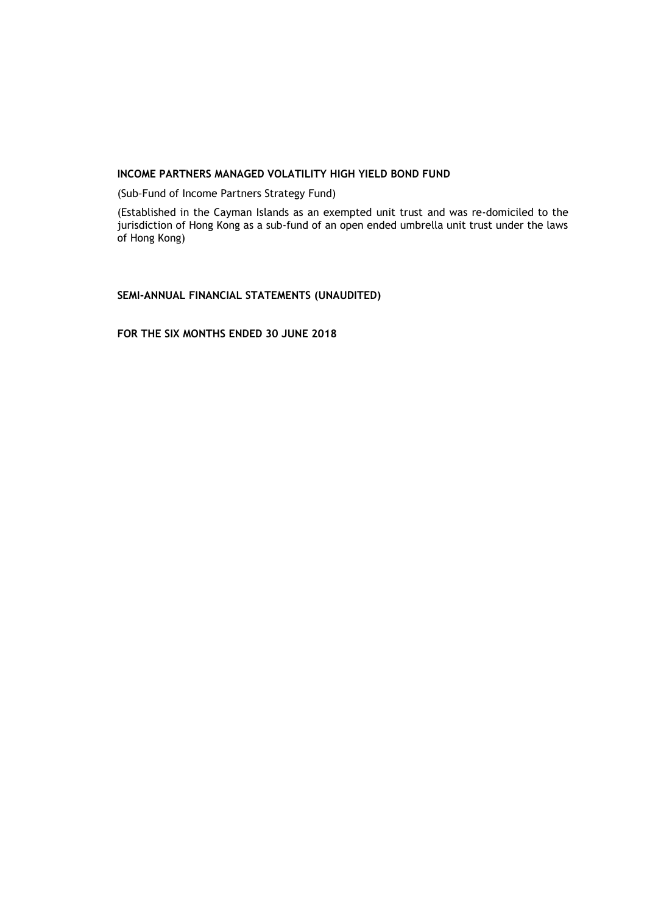**INCOME PARTNERS MANAGED VOLATILITY HIGH YIELD BOND FUND**

(Sub–Fund of Income Partners Strategy Fund)

(Established in the Cayman Islands as an exempted unit trust and was re-domiciled to the jurisdiction of Hong Kong as a sub-fund of an open ended umbrella unit trust under the laws of Hong Kong)

**SEMI-ANNUAL FINANCIAL STATEMENTS (UNAUDITED)**

**FOR THE SIX MONTHS ENDED 30 JUNE 2018**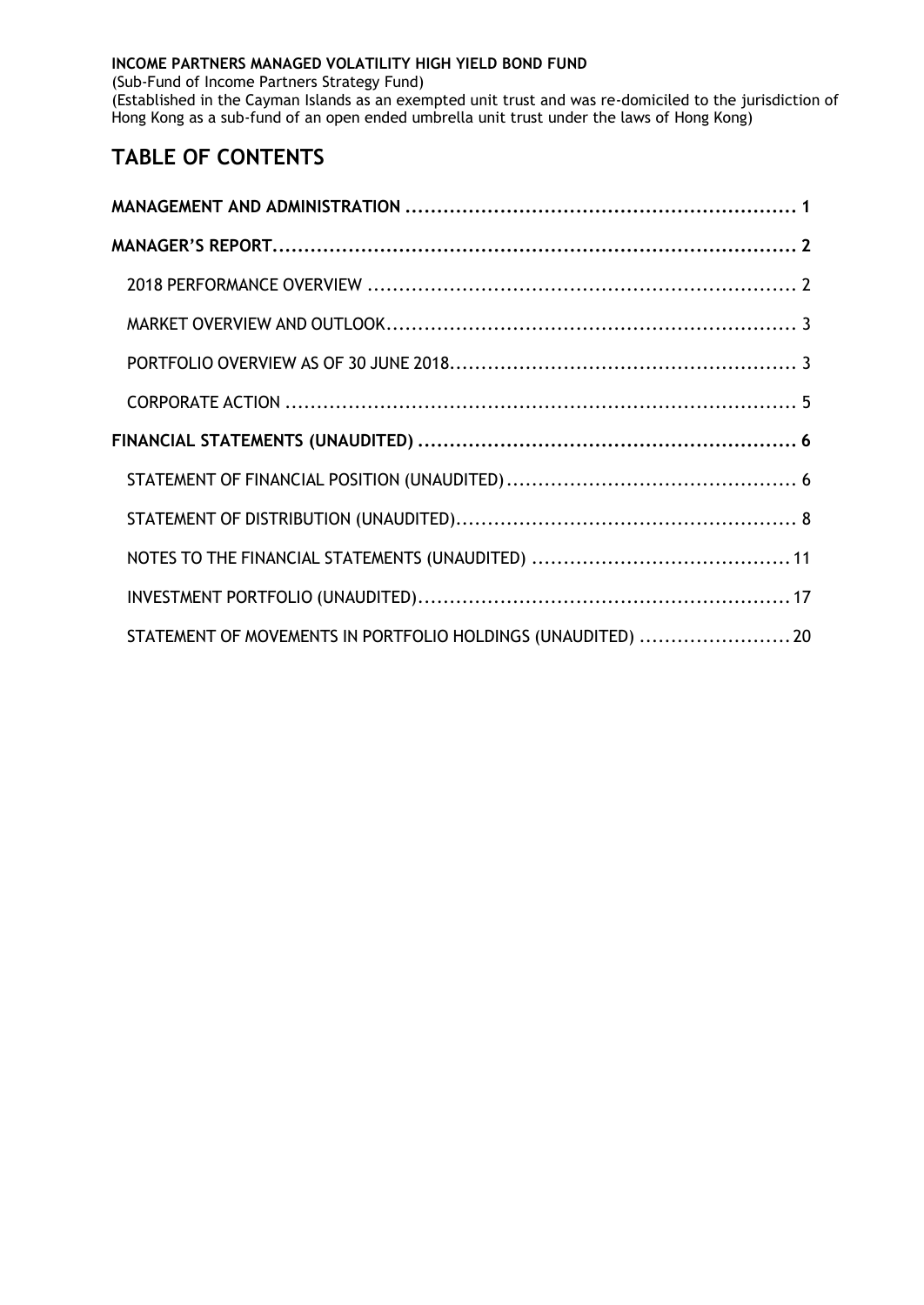**INCOME PARTNERS MANAGED VOLATILITY HIGH YIELD BOND FUND**

(Sub-Fund of Income Partners Strategy Fund)

(Established in the Cayman Islands as an exempted unit trust and was re-domiciled to the jurisdiction of Hong Kong as a sub-fund of an open ended umbrella unit trust under the laws of Hong Kong)

# TABLE OF CONTENTS

| | |
|---|---|
| **MANAGEMENT AND ADMINISTRATION** | **1** |
| **MANAGER'S REPORT** | **2** |
| 2018 PERFORMANCE OVERVIEW | 2 |
| MARKET OVERVIEW AND OUTLOOK | 3 |
| PORTFOLIO OVERVIEW AS OF 30 JUNE 2018 | 3 |
| CORPORATE ACTION | 5 |
| **FINANCIAL STATEMENTS (UNAUDITED)** | **6** |
| STATEMENT OF FINANCIAL POSITION (UNAUDITED) | 6 |
| STATEMENT OF DISTRIBUTION (UNAUDITED) | 8 |
| NOTES TO THE FINANCIAL STATEMENTS (UNAUDITED) | 11 |
| INVESTMENT PORTFOLIO (UNAUDITED) | 17 |
| STATEMENT OF MOVEMENTS IN PORTFOLIO HOLDINGS (UNAUDITED) | 20 |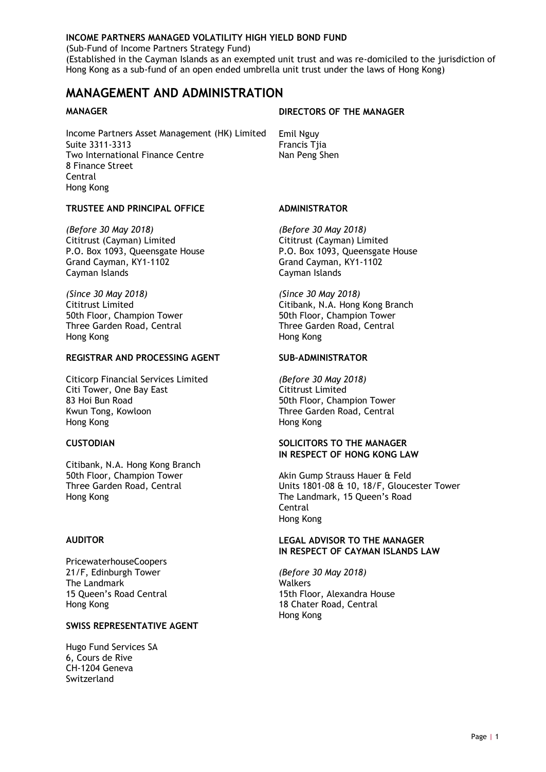**INCOME PARTNERS MANAGED VOLATILITY HIGH YIELD BOND FUND**

(Sub-Fund of Income Partners Strategy Fund)

(Established in the Cayman Islands as an exempted unit trust and was re-domiciled to the jurisdiction of Hong Kong as a sub-fund of an open ended umbrella unit trust under the laws of Hong Kong)

# MANAGEMENT AND ADMINISTRATION

### MANAGER

Income Partners Asset Management (HK) Limited
Suite 3311-3313
Two International Finance Centre
8 Finance Street
Central
Hong Kong

### DIRECTORS OF THE MANAGER

Emil Nguy
Francis Tjia
Nan Peng Shen

### TRUSTEE AND PRINCIPAL OFFICE

*(Before 30 May 2018)*
Cititrust (Cayman) Limited
P.O. Box 1093, Queensgate House
Grand Cayman, KY1-1102
Cayman Islands

*(Since 30 May 2018)*
Cititrust Limited
50th Floor, Champion Tower
Three Garden Road, Central
Hong Kong

### ADMINISTRATOR

*(Before 30 May 2018)*
Cititrust (Cayman) Limited
P.O. Box 1093, Queensgate House
Grand Cayman, KY1-1102
Cayman Islands

*(Since 30 May 2018)*
Citibank, N.A. Hong Kong Branch
50th Floor, Champion Tower
Three Garden Road, Central
Hong Kong

### REGISTRAR AND PROCESSING AGENT

Citicorp Financial Services Limited
Citi Tower, One Bay East
83 Hoi Bun Road
Kwun Tong, Kowloon
Hong Kong

### SUB-ADMINISTRATOR

*(Before 30 May 2018)*
Cititrust Limited
50th Floor, Champion Tower
Three Garden Road, Central
Hong Kong

### CUSTODIAN

Citibank, N.A. Hong Kong Branch
50th Floor, Champion Tower
Three Garden Road, Central
Hong Kong

### SOLICITORS TO THE MANAGER IN RESPECT OF HONG KONG LAW

Akin Gump Strauss Hauer & Feld
Units 1801-08 & 10, 18/F, Gloucester Tower
The Landmark, 15 Queen's Road
Central
Hong Kong

### AUDITOR

PricewaterhouseCoopers
21/F, Edinburgh Tower
The Landmark
15 Queen's Road Central
Hong Kong

### LEGAL ADVISOR TO THE MANAGER IN RESPECT OF CAYMAN ISLANDS LAW

*(Before 30 May 2018)*
Walkers
15th Floor, Alexandra House
18 Chater Road, Central
Hong Kong

### SWISS REPRESENTATIVE AGENT

Hugo Fund Services SA
6, Cours de Rive
CH-1204 Geneva
Switzerland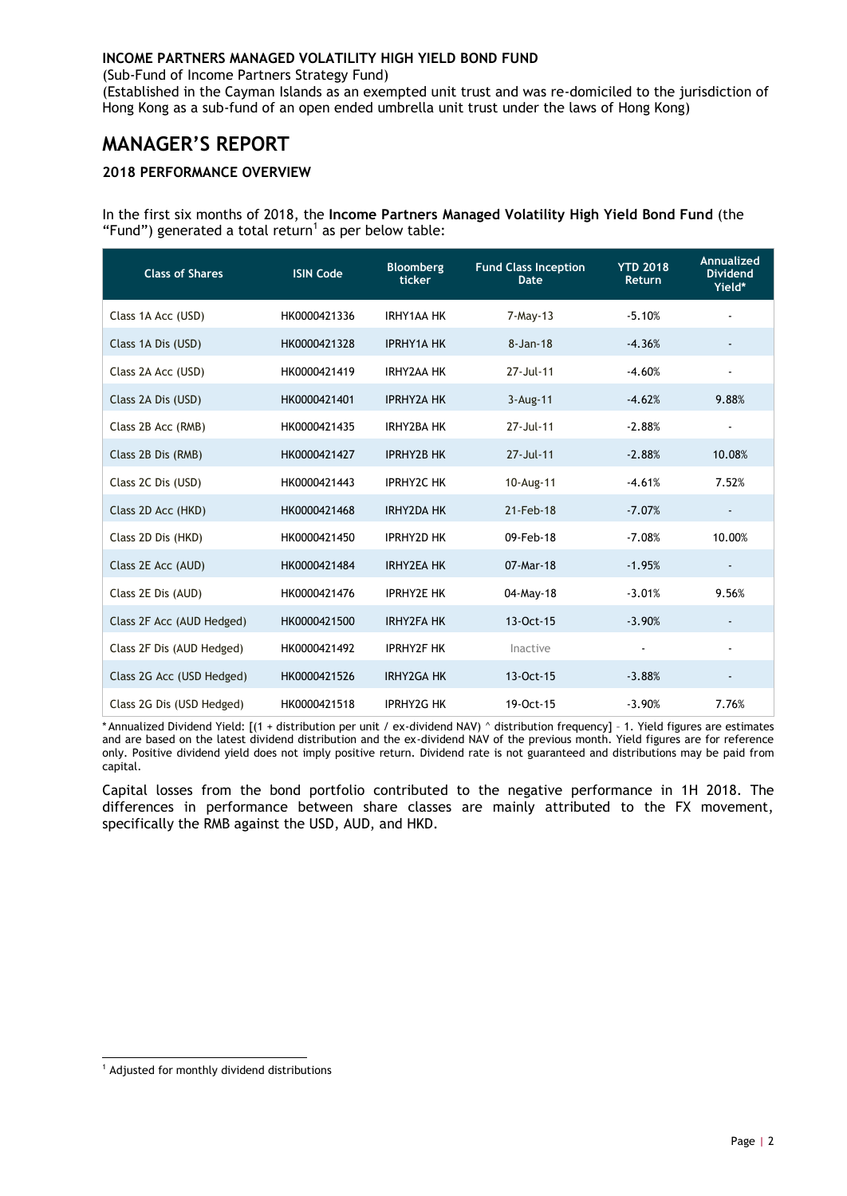**INCOME PARTNERS MANAGED VOLATILITY HIGH YIELD BOND FUND**

(Sub-Fund of Income Partners Strategy Fund)

(Established in the Cayman Islands as an exempted unit trust and was re-domiciled to the jurisdiction of Hong Kong as a sub-fund of an open ended umbrella unit trust under the laws of Hong Kong)

# MANAGER'S REPORT

### 2018 PERFORMANCE OVERVIEW

In the first six months of 2018, the **Income Partners Managed Volatility High Yield Bond Fund** (the "Fund") generated a total return[1] as per below table:

| Class of Shares | ISIN Code | Bloomberg ticker | Fund Class Inception Date | YTD 2018 Return | Annualized Dividend Yield* |
|---|---|---|---|---|---|
| Class 1A Acc (USD) | HK0000421336 | IRHY1AA HK | 7-May-13 | -5.10% | - |
| Class 1A Dis (USD) | HK0000421328 | IPRHY1A HK | 8-Jan-18 | -4.36% | - |
| Class 2A Acc (USD) | HK0000421419 | IRHY2AA HK | 27-Jul-11 | -4.60% | - |
| Class 2A Dis (USD) | HK0000421401 | IPRHY2A HK | 3-Aug-11 | -4.62% | 9.88% |
| Class 2B Acc (RMB) | HK0000421435 | IRHY2BA HK | 27-Jul-11 | -2.88% | - |
| Class 2B Dis (RMB) | HK0000421427 | IPRHY2B HK | 27-Jul-11 | -2.88% | 10.08% |
| Class 2C Dis (USD) | HK0000421443 | IPRHY2C HK | 10-Aug-11 | -4.61% | 7.52% |
| Class 2D Acc (HKD) | HK0000421468 | IRHY2DA HK | 21-Feb-18 | -7.07% | - |
| Class 2D Dis (HKD) | HK0000421450 | IPRHY2D HK | 09-Feb-18 | -7.08% | 10.00% |
| Class 2E Acc (AUD) | HK0000421484 | IRHY2EA HK | 07-Mar-18 | -1.95% | - |
| Class 2E Dis (AUD) | HK0000421476 | IPRHY2E HK | 04-May-18 | -3.01% | 9.56% |
| Class 2F Acc (AUD Hedged) | HK0000421500 | IRHY2FA HK | 13-Oct-15 | -3.90% | - |
| Class 2F Dis (AUD Hedged) | HK0000421492 | IPRHY2F HK | Inactive | - | - |
| Class 2G Acc (USD Hedged) | HK0000421526 | IRHY2GA HK | 13-Oct-15 | -3.88% | - |
| Class 2G Dis (USD Hedged) | HK0000421518 | IPRHY2G HK | 19-Oct-15 | -3.90% | 7.76% |

\* Annualized Dividend Yield: [(1 + distribution per unit / ex-dividend NAV) ^ distribution frequency] – 1. Yield figures are estimates and are based on the latest dividend distribution and the ex-dividend NAV of the previous month. Yield figures are for reference only. Positive dividend yield does not imply positive return. Dividend rate is not guaranteed and distributions may be paid from capital.

Capital losses from the bond portfolio contributed to the negative performance in 1H 2018. The differences in performance between share classes are mainly attributed to the FX movement, specifically the RMB against the USD, AUD, and HKD.

[1] Adjusted for monthly dividend distributions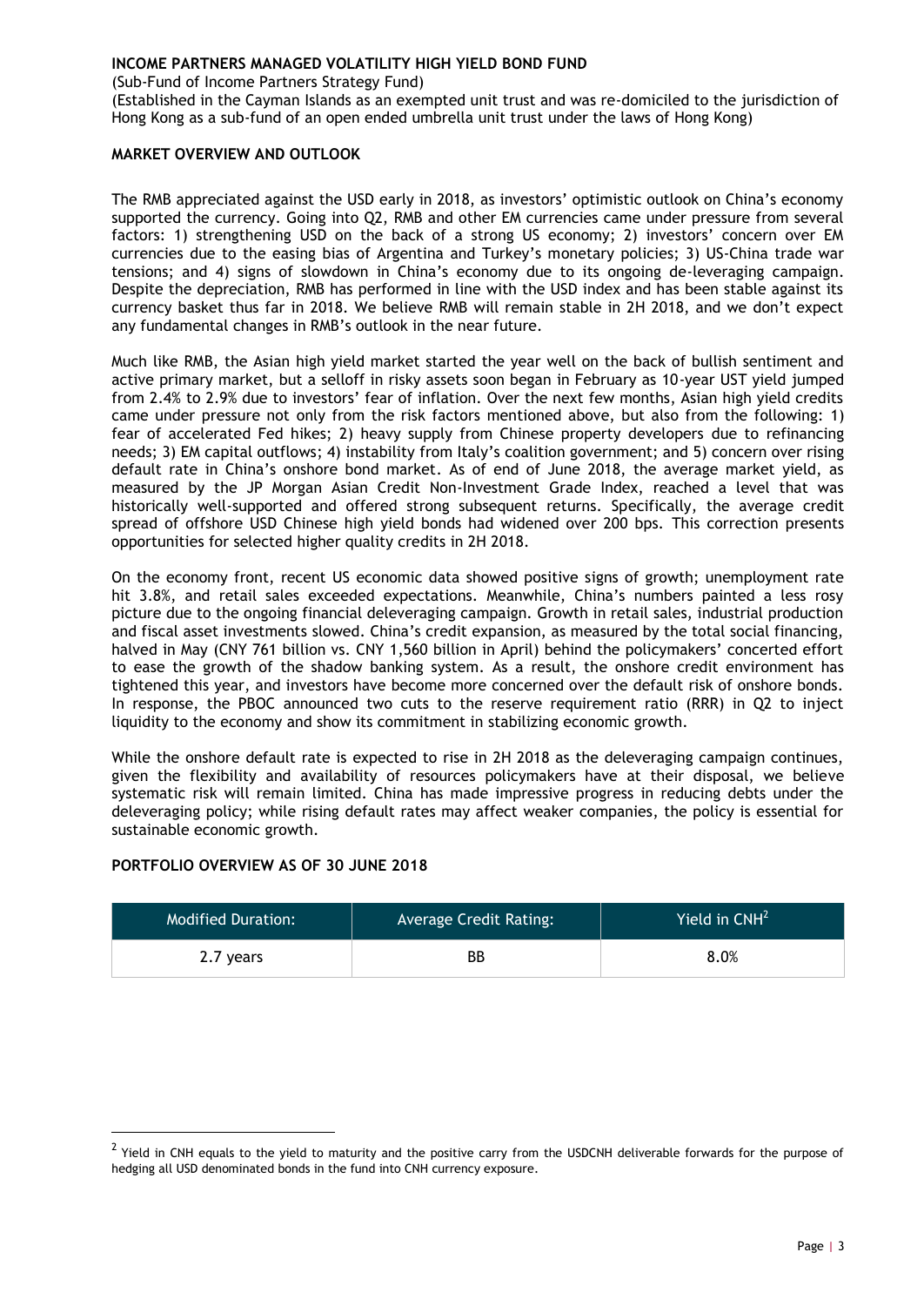**INCOME PARTNERS MANAGED VOLATILITY HIGH YIELD BOND FUND**

(Sub-Fund of Income Partners Strategy Fund)

(Established in the Cayman Islands as an exempted unit trust and was re-domiciled to the jurisdiction of Hong Kong as a sub-fund of an open ended umbrella unit trust under the laws of Hong Kong)

**MARKET OVERVIEW AND OUTLOOK**

The RMB appreciated against the USD early in 2018, as investors' optimistic outlook on China's economy supported the currency. Going into Q2, RMB and other EM currencies came under pressure from several factors: 1) strengthening USD on the back of a strong US economy; 2) investors' concern over EM currencies due to the easing bias of Argentina and Turkey's monetary policies; 3) US-China trade war tensions; and 4) signs of slowdown in China's economy due to its ongoing de-leveraging campaign. Despite the depreciation, RMB has performed in line with the USD index and has been stable against its currency basket thus far in 2018. We believe RMB will remain stable in 2H 2018, and we don't expect any fundamental changes in RMB's outlook in the near future.

Much like RMB, the Asian high yield market started the year well on the back of bullish sentiment and active primary market, but a selloff in risky assets soon began in February as 10-year UST yield jumped from 2.4% to 2.9% due to investors' fear of inflation. Over the next few months, Asian high yield credits came under pressure not only from the risk factors mentioned above, but also from the following: 1) fear of accelerated Fed hikes; 2) heavy supply from Chinese property developers due to refinancing needs; 3) EM capital outflows; 4) instability from Italy's coalition government; and 5) concern over rising default rate in China's onshore bond market. As of end of June 2018, the average market yield, as measured by the JP Morgan Asian Credit Non-Investment Grade Index, reached a level that was historically well-supported and offered strong subsequent returns. Specifically, the average credit spread of offshore USD Chinese high yield bonds had widened over 200 bps. This correction presents opportunities for selected higher quality credits in 2H 2018.

On the economy front, recent US economic data showed positive signs of growth; unemployment rate hit 3.8%, and retail sales exceeded expectations. Meanwhile, China's numbers painted a less rosy picture due to the ongoing financial deleveraging campaign. Growth in retail sales, industrial production and fiscal asset investments slowed. China's credit expansion, as measured by the total social financing, halved in May (CNY 761 billion vs. CNY 1,560 billion in April) behind the policymakers' concerted effort to ease the growth of the shadow banking system. As a result, the onshore credit environment has tightened this year, and investors have become more concerned over the default risk of onshore bonds. In response, the PBOC announced two cuts to the reserve requirement ratio (RRR) in Q2 to inject liquidity to the economy and show its commitment in stabilizing economic growth.

While the onshore default rate is expected to rise in 2H 2018 as the deleveraging campaign continues, given the flexibility and availability of resources policymakers have at their disposal, we believe systematic risk will remain limited. China has made impressive progress in reducing debts under the deleveraging policy; while rising default rates may affect weaker companies, the policy is essential for sustainable economic growth.

**PORTFOLIO OVERVIEW AS OF 30 JUNE 2018**

| Modified Duration: | Average Credit Rating: | Yield in CNH[2] |
|---|---|---|
| 2.7 years | BB | 8.0% |

[2] Yield in CNH equals to the yield to maturity and the positive carry from the USDCNH deliverable forwards for the purpose of hedging all USD denominated bonds in the fund into CNH currency exposure.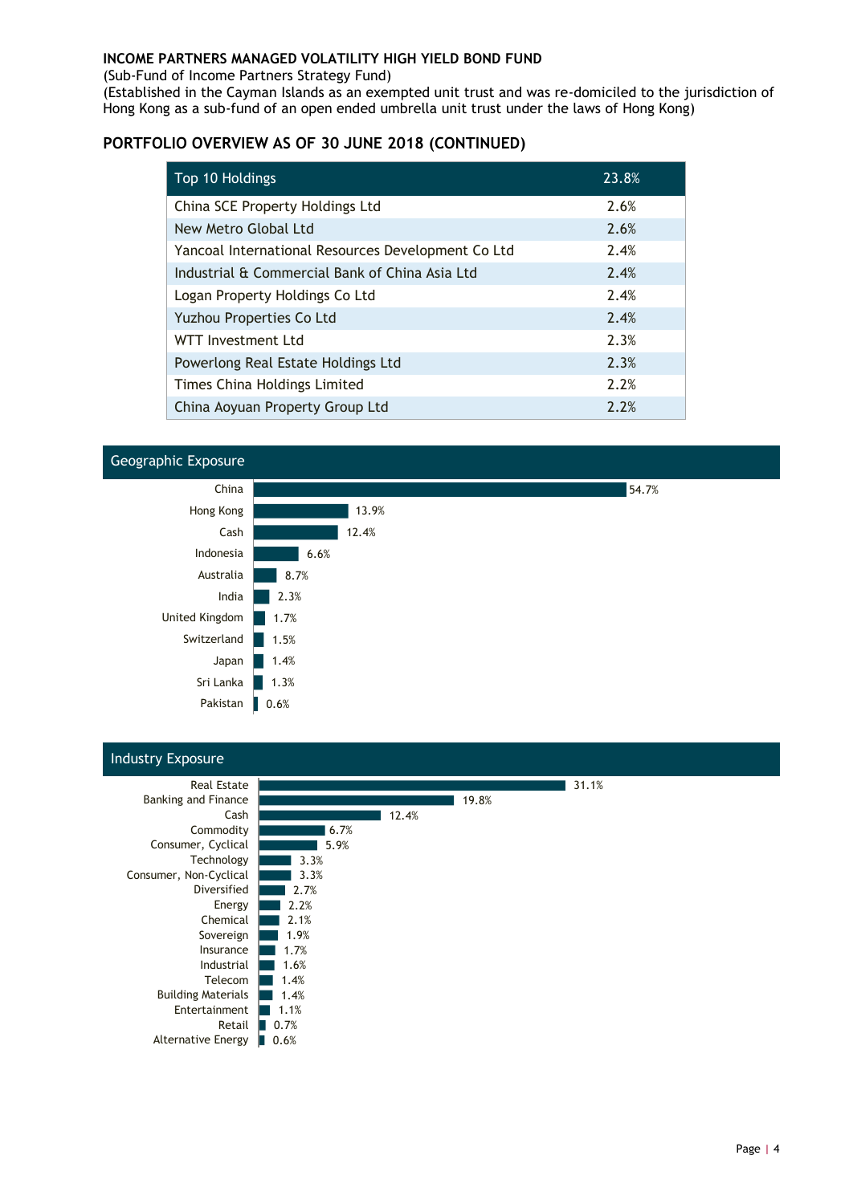**INCOME PARTNERS MANAGED VOLATILITY HIGH YIELD BOND FUND**

(Sub-Fund of Income Partners Strategy Fund)

(Established in the Cayman Islands as an exempted unit trust and was re-domiciled to the jurisdiction of Hong Kong as a sub-fund of an open ended umbrella unit trust under the laws of Hong Kong)

## PORTFOLIO OVERVIEW AS OF 30 JUNE 2018 (CONTINUED)

| Top 10 Holdings | 23.8% |
|---|---|
| China SCE Property Holdings Ltd | 2.6% |
| New Metro Global Ltd | 2.6% |
| Yancoal International Resources Development Co Ltd | 2.4% |
| Industrial & Commercial Bank of China Asia Ltd | 2.4% |
| Logan Property Holdings Co Ltd | 2.4% |
| Yuzhou Properties Co Ltd | 2.4% |
| WTT Investment Ltd | 2.3% |
| Powerlong Real Estate Holdings Ltd | 2.3% |
| Times China Holdings Limited | 2.2% |
| China Aoyuan Property Group Ltd | 2.2% |

### Geographic Exposure

| Country | Exposure |
|---|---|
| China | 54.7% |
| Hong Kong | 13.9% |
| Cash | 12.4% |
| Indonesia | 6.6% |
| Australia | 8.7% |
| India | 2.3% |
| United Kingdom | 1.7% |
| Switzerland | 1.5% |
| Japan | 1.4% |
| Sri Lanka | 1.3% |
| Pakistan | 0.6% |

### Industry Exposure

| Industry | Exposure |
|---|---|
| Real Estate | 31.1% |
| Banking and Finance | 19.8% |
| Cash | 12.4% |
| Commodity | 6.7% |
| Consumer, Cyclical | 5.9% |
| Technology | 3.3% |
| Consumer, Non-Cyclical | 3.3% |
| Diversified | 2.7% |
| Energy | 2.2% |
| Chemical | 2.1% |
| Sovereign | 1.9% |
| Insurance | 1.7% |
| Industrial | 1.6% |
| Telecom | 1.4% |
| Building Materials | 1.4% |
| Entertainment | 1.1% |
| Retail | 0.7% |
| Alternative Energy | 0.6% |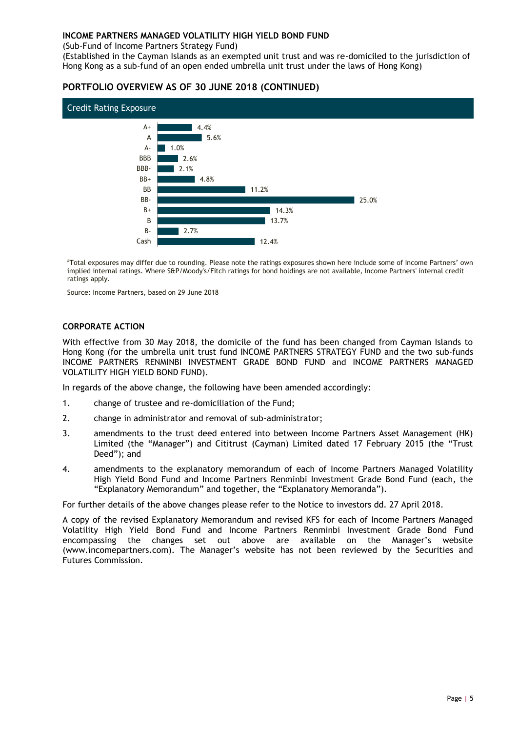**INCOME PARTNERS MANAGED VOLATILITY HIGH YIELD BOND FUND**

(Sub-Fund of Income Partners Strategy Fund)

(Established in the Cayman Islands as an exempted unit trust and was re-domiciled to the jurisdiction of Hong Kong as a sub-fund of an open ended umbrella unit trust under the laws of Hong Kong)

## PORTFOLIO OVERVIEW AS OF 30 JUNE 2018 (CONTINUED)

### Credit Rating Exposure

| Rating | Exposure |
|---|---|
| A+ | 4.4% |
| A | 5.6% |
| A- | 1.0% |
| BBB | 2.6% |
| BBB- | 2.1% |
| BB+ | 4.8% |
| BB | 11.2% |
| BB- | 25.0% |
| B+ | 14.3% |
| B | 13.7% |
| B- | 2.7% |
| Cash | 12.4% |

#Total exposures may differ due to rounding. Please note the ratings exposures shown here include some of Income Partners' own implied internal ratings. Where S&P/Moody's/Fitch ratings for bond holdings are not available, Income Partners' internal credit ratings apply.

Source: Income Partners, based on 29 June 2018

## CORPORATE ACTION

With effective from 30 May 2018, the domicile of the fund has been changed from Cayman Islands to Hong Kong (for the umbrella unit trust fund INCOME PARTNERS STRATEGY FUND and the two sub-funds INCOME PARTNERS RENMINBI INVESTMENT GRADE BOND FUND and INCOME PARTNERS MANAGED VOLATILITY HIGH YIELD BOND FUND).

In regards of the above change, the following have been amended accordingly:

1. change of trustee and re-domiciliation of the Fund;
2. change in administrator and removal of sub-administrator;
3. amendments to the trust deed entered into between Income Partners Asset Management (HK) Limited (the "Manager") and Cititrust (Cayman) Limited dated 17 February 2015 (the "Trust Deed"); and
4. amendments to the explanatory memorandum of each of Income Partners Managed Volatility High Yield Bond Fund and Income Partners Renminbi Investment Grade Bond Fund (each, the "Explanatory Memorandum" and together, the "Explanatory Memoranda").

For further details of the above changes please refer to the Notice to investors dd. 27 April 2018.

A copy of the revised Explanatory Memorandum and revised KFS for each of Income Partners Managed Volatility High Yield Bond Fund and Income Partners Renminbi Investment Grade Bond Fund encompassing the changes set out above are available on the Manager's website (www.incomepartners.com). The Manager's website has not been reviewed by the Securities and Futures Commission.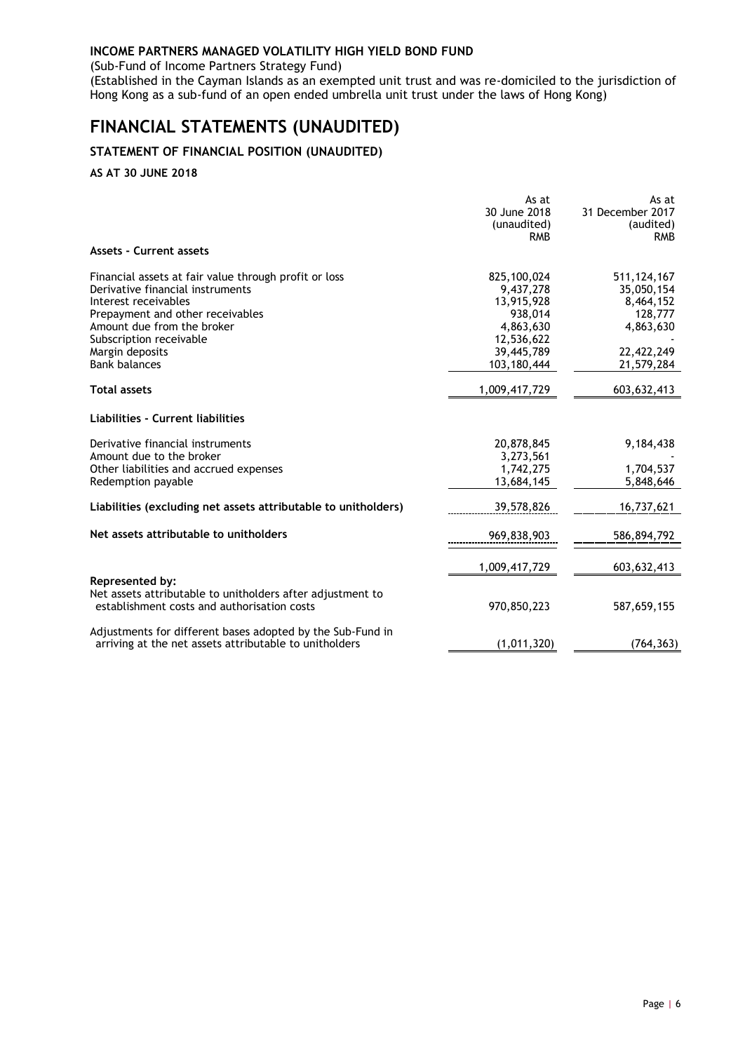**INCOME PARTNERS MANAGED VOLATILITY HIGH YIELD BOND FUND**

(Sub-Fund of Income Partners Strategy Fund)

(Established in the Cayman Islands as an exempted unit trust and was re-domiciled to the jurisdiction of Hong Kong as a sub-fund of an open ended umbrella unit trust under the laws of Hong Kong)

# FINANCIAL STATEMENTS (UNAUDITED)

## STATEMENT OF FINANCIAL POSITION (UNAUDITED)

### AS AT 30 JUNE 2018

| | As at 30 June 2018 (unaudited) RMB | As at 31 December 2017 (audited) RMB |
|---|---|---|
| **Assets - Current assets** | | |
| Financial assets at fair value through profit or loss | 825,100,024 | 511,124,167 |
| Derivative financial instruments | 9,437,278 | 35,050,154 |
| Interest receivables | 13,915,928 | 8,464,152 |
| Prepayment and other receivables | 938,014 | 128,777 |
| Amount due from the broker | 4,863,630 | 4,863,630 |
| Subscription receivable | 12,536,622 | - |
| Margin deposits | 39,445,789 | 22,422,249 |
| Bank balances | 103,180,444 | 21,579,284 |
| **Total assets** | 1,009,417,729 | 603,632,413 |
| **Liabilities - Current liabilities** | | |
| Derivative financial instruments | 20,878,845 | 9,184,438 |
| Amount due to the broker | 3,273,561 | - |
| Other liabilities and accrued expenses | 1,742,275 | 1,704,537 |
| Redemption payable | 13,684,145 | 5,848,646 |
| **Liabilities (excluding net assets attributable to unitholders)** | 39,578,826 | 16,737,621 |
| **Net assets attributable to unitholders** | 969,838,903 | 586,894,792 |
| | 1,009,417,729 | 603,632,413 |
| **Represented by:** | | |
| Net assets attributable to unitholders after adjustment to establishment costs and authorisation costs | 970,850,223 | 587,659,155 |
| Adjustments for different bases adopted by the Sub-Fund in arriving at the net assets attributable to unitholders | (1,011,320) | (764,363) |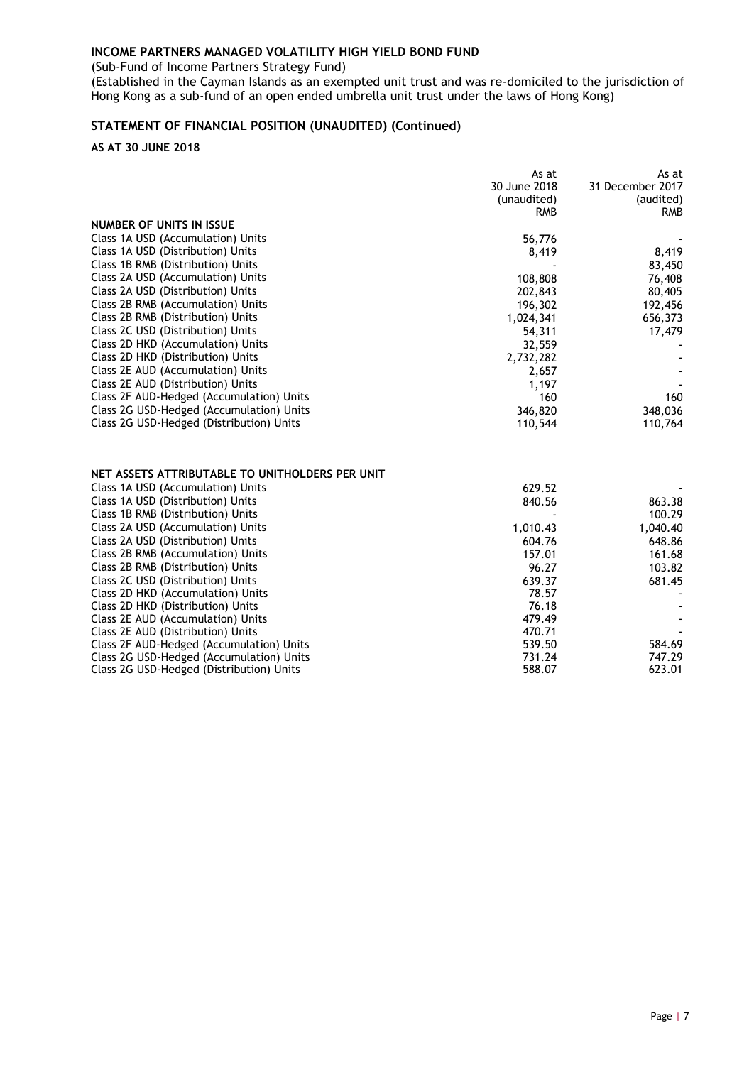**INCOME PARTNERS MANAGED VOLATILITY HIGH YIELD BOND FUND**

(Sub-Fund of Income Partners Strategy Fund)

(Established in the Cayman Islands as an exempted unit trust and was re-domiciled to the jurisdiction of Hong Kong as a sub-fund of an open ended umbrella unit trust under the laws of Hong Kong)

## STATEMENT OF FINANCIAL POSITION (UNAUDITED) (Continued)

**AS AT 30 JUNE 2018**

| | As at 30 June 2018 (unaudited) RMB | As at 31 December 2017 (audited) RMB |
|---|---|---|
| **NUMBER OF UNITS IN ISSUE** | | |
| Class 1A USD (Accumulation) Units | 56,776 | - |
| Class 1A USD (Distribution) Units | 8,419 | 8,419 |
| Class 1B RMB (Distribution) Units | - | 83,450 |
| Class 2A USD (Accumulation) Units | 108,808 | 76,408 |
| Class 2A USD (Distribution) Units | 202,843 | 80,405 |
| Class 2B RMB (Accumulation) Units | 196,302 | 192,456 |
| Class 2B RMB (Distribution) Units | 1,024,341 | 656,373 |
| Class 2C USD (Distribution) Units | 54,311 | 17,479 |
| Class 2D HKD (Accumulation) Units | 32,559 | - |
| Class 2D HKD (Distribution) Units | 2,732,282 | - |
| Class 2E AUD (Accumulation) Units | 2,657 | - |
| Class 2E AUD (Distribution) Units | 1,197 | - |
| Class 2F AUD-Hedged (Accumulation) Units | 160 | 160 |
| Class 2G USD-Hedged (Accumulation) Units | 346,820 | 348,036 |
| Class 2G USD-Hedged (Distribution) Units | 110,544 | 110,764 |
| | | |
| **NET ASSETS ATTRIBUTABLE TO UNITHOLDERS PER UNIT** | | |
| Class 1A USD (Accumulation) Units | 629.52 | - |
| Class 1A USD (Distribution) Units | 840.56 | 863.38 |
| Class 1B RMB (Distribution) Units | - | 100.29 |
| Class 2A USD (Accumulation) Units | 1,010.43 | 1,040.40 |
| Class 2A USD (Distribution) Units | 604.76 | 648.86 |
| Class 2B RMB (Accumulation) Units | 157.01 | 161.68 |
| Class 2B RMB (Distribution) Units | 96.27 | 103.82 |
| Class 2C USD (Distribution) Units | 639.37 | 681.45 |
| Class 2D HKD (Accumulation) Units | 78.57 | - |
| Class 2D HKD (Distribution) Units | 76.18 | - |
| Class 2E AUD (Accumulation) Units | 479.49 | - |
| Class 2E AUD (Distribution) Units | 470.71 | - |
| Class 2F AUD-Hedged (Accumulation) Units | 539.50 | 584.69 |
| Class 2G USD-Hedged (Accumulation) Units | 731.24 | 747.29 |
| Class 2G USD-Hedged (Distribution) Units | 588.07 | 623.01 |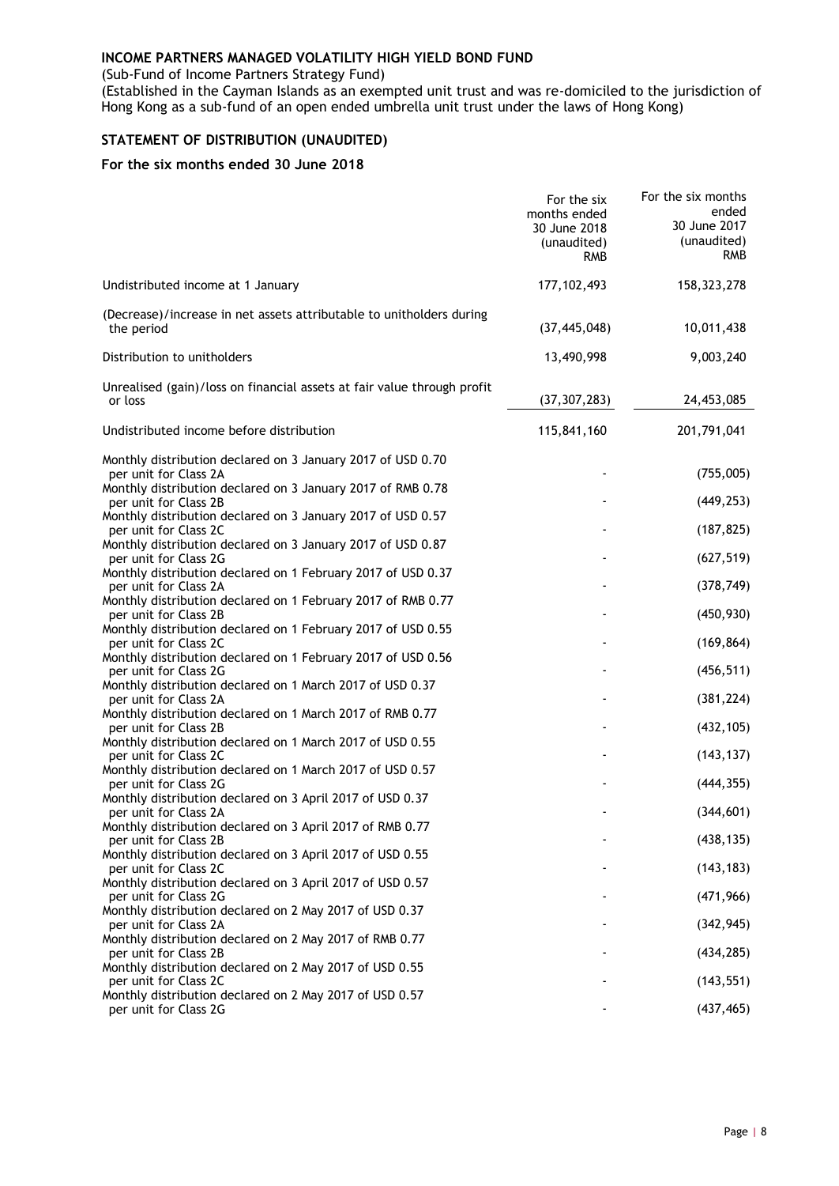**INCOME PARTNERS MANAGED VOLATILITY HIGH YIELD BOND FUND**

(Sub-Fund of Income Partners Strategy Fund)

(Established in the Cayman Islands as an exempted unit trust and was re-domiciled to the jurisdiction of Hong Kong as a sub-fund of an open ended umbrella unit trust under the laws of Hong Kong)

## STATEMENT OF DISTRIBUTION (UNAUDITED)

### For the six months ended 30 June 2018

| | For the six months ended 30 June 2018 (unaudited) RMB | For the six months ended 30 June 2017 (unaudited) RMB |
|---|---|---|
| Undistributed income at 1 January | 177,102,493 | 158,323,278 |
| (Decrease)/increase in net assets attributable to unitholders during the period | (37,445,048) | 10,011,438 |
| Distribution to unitholders | 13,490,998 | 9,003,240 |
| Unrealised (gain)/loss on financial assets at fair value through profit or loss | (37,307,283) | 24,453,085 |
| Undistributed income before distribution | 115,841,160 | 201,791,041 |
| Monthly distribution declared on 3 January 2017 of USD 0.70 per unit for Class 2A | - | (755,005) |
| Monthly distribution declared on 3 January 2017 of RMB 0.78 per unit for Class 2B | - | (449,253) |
| Monthly distribution declared on 3 January 2017 of USD 0.57 per unit for Class 2C | - | (187,825) |
| Monthly distribution declared on 3 January 2017 of USD 0.87 per unit for Class 2G | - | (627,519) |
| Monthly distribution declared on 1 February 2017 of USD 0.37 per unit for Class 2A | - | (378,749) |
| Monthly distribution declared on 1 February 2017 of RMB 0.77 per unit for Class 2B | - | (450,930) |
| Monthly distribution declared on 1 February 2017 of USD 0.55 per unit for Class 2C | - | (169,864) |
| Monthly distribution declared on 1 February 2017 of USD 0.56 per unit for Class 2G | - | (456,511) |
| Monthly distribution declared on 1 March 2017 of USD 0.37 per unit for Class 2A | - | (381,224) |
| Monthly distribution declared on 1 March 2017 of RMB 0.77 per unit for Class 2B | - | (432,105) |
| Monthly distribution declared on 1 March 2017 of USD 0.55 per unit for Class 2C | - | (143,137) |
| Monthly distribution declared on 1 March 2017 of USD 0.57 per unit for Class 2G | - | (444,355) |
| Monthly distribution declared on 3 April 2017 of USD 0.37 per unit for Class 2A | - | (344,601) |
| Monthly distribution declared on 3 April 2017 of RMB 0.77 per unit for Class 2B | - | (438,135) |
| Monthly distribution declared on 3 April 2017 of USD 0.55 per unit for Class 2C | - | (143,183) |
| Monthly distribution declared on 3 April 2017 of USD 0.57 per unit for Class 2G | - | (471,966) |
| Monthly distribution declared on 2 May 2017 of USD 0.37 per unit for Class 2A | - | (342,945) |
| Monthly distribution declared on 2 May 2017 of RMB 0.77 per unit for Class 2B | - | (434,285) |
| Monthly distribution declared on 2 May 2017 of USD 0.55 per unit for Class 2C | - | (143,551) |
| Monthly distribution declared on 2 May 2017 of USD 0.57 per unit for Class 2G | - | (437,465) |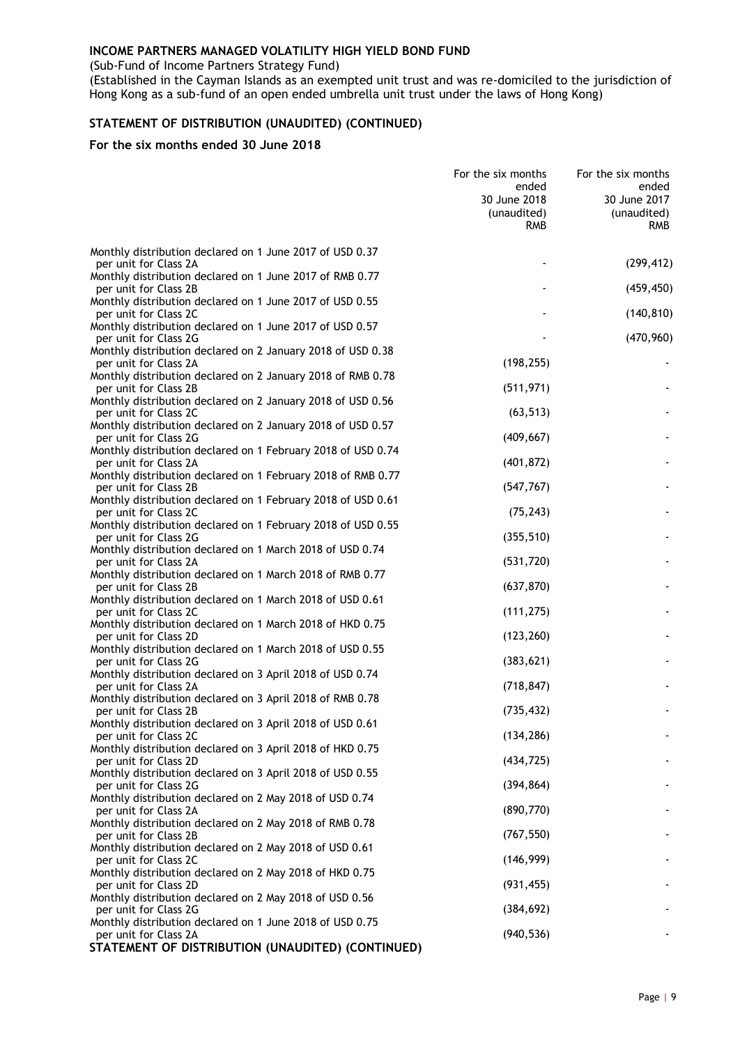**INCOME PARTNERS MANAGED VOLATILITY HIGH YIELD BOND FUND**

(Sub-Fund of Income Partners Strategy Fund)

(Established in the Cayman Islands as an exempted unit trust and was re-domiciled to the jurisdiction of Hong Kong as a sub-fund of an open ended umbrella unit trust under the laws of Hong Kong)

## STATEMENT OF DISTRIBUTION (UNAUDITED) (CONTINUED)

### For the six months ended 30 June 2018

| | For the six months ended 30 June 2018 (unaudited) RMB | For the six months ended 30 June 2017 (unaudited) RMB |
|---|---|---|
| Monthly distribution declared on 1 June 2017 of USD 0.37 per unit for Class 2A | - | (299,412) |
| Monthly distribution declared on 1 June 2017 of RMB 0.77 per unit for Class 2B | - | (459,450) |
| Monthly distribution declared on 1 June 2017 of USD 0.55 per unit for Class 2C | - | (140,810) |
| Monthly distribution declared on 1 June 2017 of USD 0.57 per unit for Class 2G | - | (470,960) |
| Monthly distribution declared on 2 January 2018 of USD 0.38 per unit for Class 2A | (198,255) | - |
| Monthly distribution declared on 2 January 2018 of RMB 0.78 per unit for Class 2B | (511,971) | - |
| Monthly distribution declared on 2 January 2018 of USD 0.56 per unit for Class 2C | (63,513) | - |
| Monthly distribution declared on 2 January 2018 of USD 0.57 per unit for Class 2G | (409,667) | - |
| Monthly distribution declared on 1 February 2018 of USD 0.74 per unit for Class 2A | (401,872) | - |
| Monthly distribution declared on 1 February 2018 of RMB 0.77 per unit for Class 2B | (547,767) | - |
| Monthly distribution declared on 1 February 2018 of USD 0.61 per unit for Class 2C | (75,243) | - |
| Monthly distribution declared on 1 February 2018 of USD 0.55 per unit for Class 2G | (355,510) | - |
| Monthly distribution declared on 1 March 2018 of USD 0.74 per unit for Class 2A | (531,720) | - |
| Monthly distribution declared on 1 March 2018 of RMB 0.77 per unit for Class 2B | (637,870) | - |
| Monthly distribution declared on 1 March 2018 of USD 0.61 per unit for Class 2C | (111,275) | - |
| Monthly distribution declared on 1 March 2018 of HKD 0.75 per unit for Class 2D | (123,260) | - |
| Monthly distribution declared on 1 March 2018 of USD 0.55 per unit for Class 2G | (383,621) | - |
| Monthly distribution declared on 3 April 2018 of USD 0.74 per unit for Class 2A | (718,847) | - |
| Monthly distribution declared on 3 April 2018 of RMB 0.78 per unit for Class 2B | (735,432) | - |
| Monthly distribution declared on 3 April 2018 of USD 0.61 per unit for Class 2C | (134,286) | - |
| Monthly distribution declared on 3 April 2018 of HKD 0.75 per unit for Class 2D | (434,725) | - |
| Monthly distribution declared on 3 April 2018 of USD 0.55 per unit for Class 2G | (394,864) | - |
| Monthly distribution declared on 2 May 2018 of USD 0.74 per unit for Class 2A | (890,770) | - |
| Monthly distribution declared on 2 May 2018 of RMB 0.78 per unit for Class 2B | (767,550) | - |
| Monthly distribution declared on 2 May 2018 of USD 0.61 per unit for Class 2C | (146,999) | - |
| Monthly distribution declared on 2 May 2018 of HKD 0.75 per unit for Class 2D | (931,455) | - |
| Monthly distribution declared on 2 May 2018 of USD 0.56 per unit for Class 2G | (384,692) | - |
| Monthly distribution declared on 1 June 2018 of USD 0.75 per unit for Class 2A | (940,536) | - |

**STATEMENT OF DISTRIBUTION (UNAUDITED) (CONTINUED)**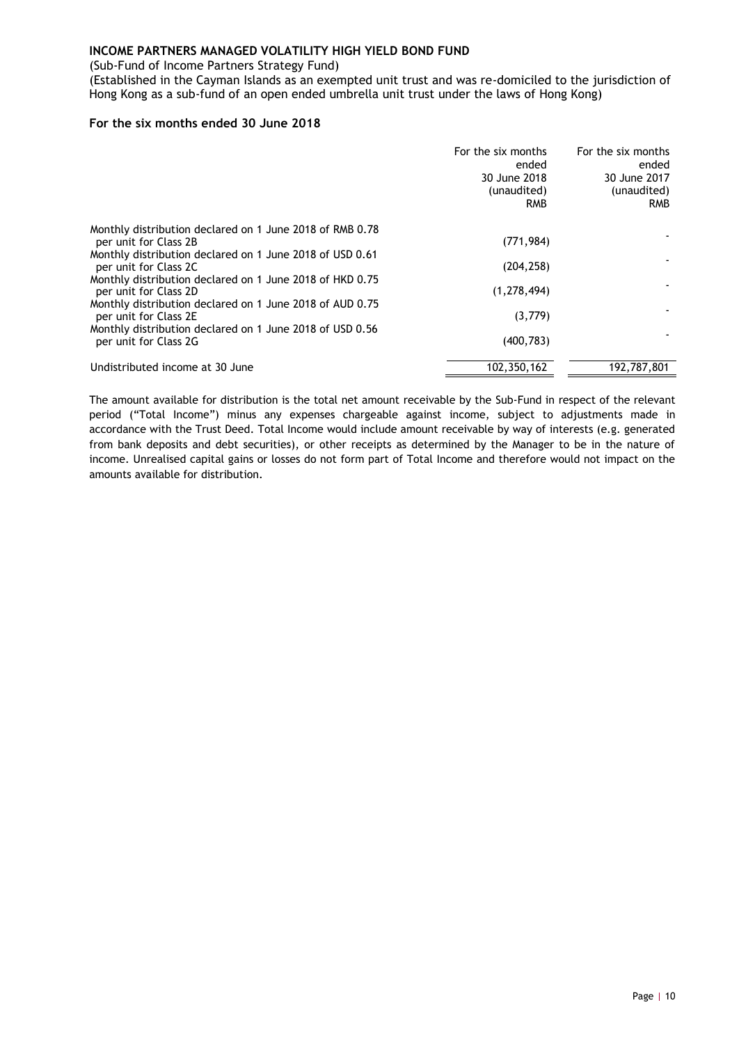**INCOME PARTNERS MANAGED VOLATILITY HIGH YIELD BOND FUND**

(Sub-Fund of Income Partners Strategy Fund)

(Established in the Cayman Islands as an exempted unit trust and was re-domiciled to the jurisdiction of Hong Kong as a sub-fund of an open ended umbrella unit trust under the laws of Hong Kong)

**For the six months ended 30 June 2018**

| | For the six months ended 30 June 2018 (unaudited) RMB | For the six months ended 30 June 2017 (unaudited) RMB |
|---|---|---|
| Monthly distribution declared on 1 June 2018 of RMB 0.78 per unit for Class 2B | (771,984) | - |
| Monthly distribution declared on 1 June 2018 of USD 0.61 per unit for Class 2C | (204,258) | - |
| Monthly distribution declared on 1 June 2018 of HKD 0.75 per unit for Class 2D | (1,278,494) | - |
| Monthly distribution declared on 1 June 2018 of AUD 0.75 per unit for Class 2E | (3,779) | - |
| Monthly distribution declared on 1 June 2018 of USD 0.56 per unit for Class 2G | (400,783) | - |
| Undistributed income at 30 June | 102,350,162 | 192,787,801 |

The amount available for distribution is the total net amount receivable by the Sub-Fund in respect of the relevant period ("Total Income") minus any expenses chargeable against income, subject to adjustments made in accordance with the Trust Deed. Total Income would include amount receivable by way of interests (e.g. generated from bank deposits and debt securities), or other receipts as determined by the Manager to be in the nature of income. Unrealised capital gains or losses do not form part of Total Income and therefore would not impact on the amounts available for distribution.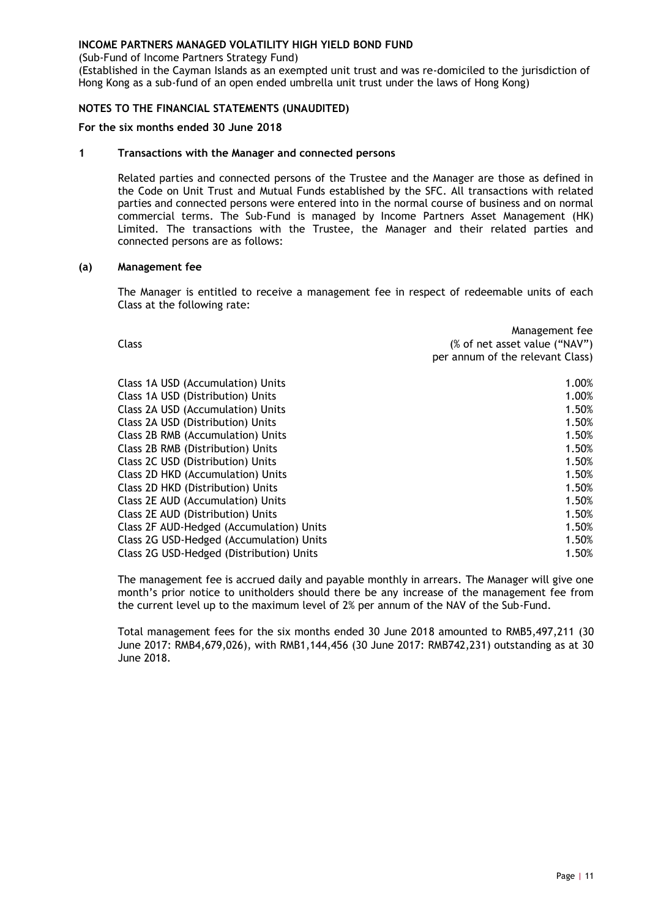**INCOME PARTNERS MANAGED VOLATILITY HIGH YIELD BOND FUND**

(Sub-Fund of Income Partners Strategy Fund)

(Established in the Cayman Islands as an exempted unit trust and was re-domiciled to the jurisdiction of Hong Kong as a sub-fund of an open ended umbrella unit trust under the laws of Hong Kong)

**NOTES TO THE FINANCIAL STATEMENTS (UNAUDITED)**

**For the six months ended 30 June 2018**

## 1 Transactions with the Manager and connected persons

Related parties and connected persons of the Trustee and the Manager are those as defined in the Code on Unit Trust and Mutual Funds established by the SFC. All transactions with related parties and connected persons were entered into in the normal course of business and on normal commercial terms. The Sub-Fund is managed by Income Partners Asset Management (HK) Limited. The transactions with the Trustee, the Manager and their related parties and connected persons are as follows:

### (a) Management fee

The Manager is entitled to receive a management fee in respect of redeemable units of each Class at the following rate:

| Class | Management fee (% of net asset value ("NAV") per annum of the relevant Class) |
|---|---|
| Class 1A USD (Accumulation) Units | 1.00% |
| Class 1A USD (Distribution) Units | 1.00% |
| Class 2A USD (Accumulation) Units | 1.50% |
| Class 2A USD (Distribution) Units | 1.50% |
| Class 2B RMB (Accumulation) Units | 1.50% |
| Class 2B RMB (Distribution) Units | 1.50% |
| Class 2C USD (Distribution) Units | 1.50% |
| Class 2D HKD (Accumulation) Units | 1.50% |
| Class 2D HKD (Distribution) Units | 1.50% |
| Class 2E AUD (Accumulation) Units | 1.50% |
| Class 2E AUD (Distribution) Units | 1.50% |
| Class 2F AUD-Hedged (Accumulation) Units | 1.50% |
| Class 2G USD-Hedged (Accumulation) Units | 1.50% |
| Class 2G USD-Hedged (Distribution) Units | 1.50% |

The management fee is accrued daily and payable monthly in arrears. The Manager will give one month's prior notice to unitholders should there be any increase of the management fee from the current level up to the maximum level of 2% per annum of the NAV of the Sub-Fund.

Total management fees for the six months ended 30 June 2018 amounted to RMB5,497,211 (30 June 2017: RMB4,679,026), with RMB1,144,456 (30 June 2017: RMB742,231) outstanding as at 30 June 2018.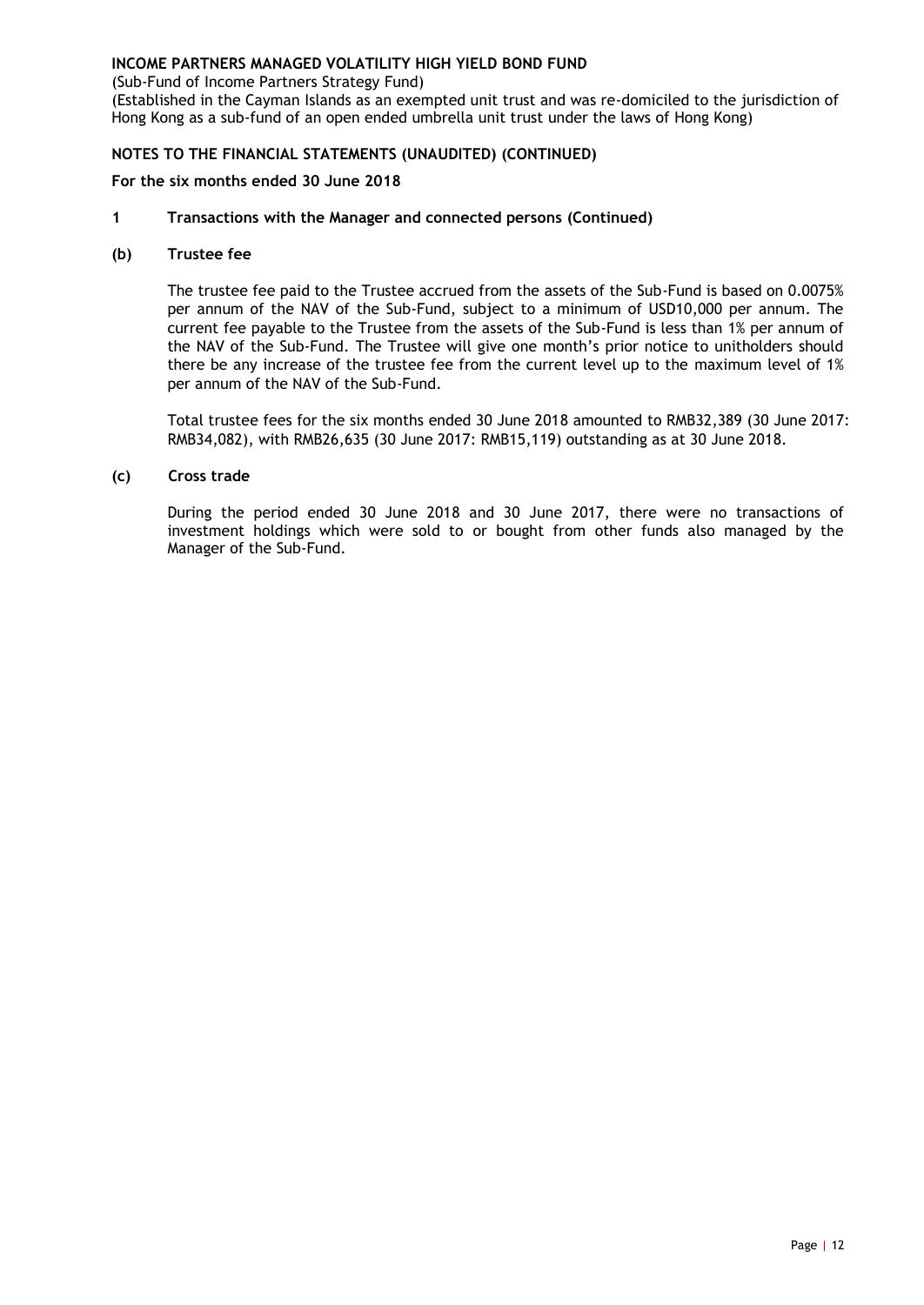**INCOME PARTNERS MANAGED VOLATILITY HIGH YIELD BOND FUND**

(Sub-Fund of Income Partners Strategy Fund)

(Established in the Cayman Islands as an exempted unit trust and was re-domiciled to the jurisdiction of Hong Kong as a sub-fund of an open ended umbrella unit trust under the laws of Hong Kong)

**NOTES TO THE FINANCIAL STATEMENTS (UNAUDITED) (CONTINUED)**

**For the six months ended 30 June 2018**

**1 Transactions with the Manager and connected persons (Continued)**

**(b) Trustee fee**

The trustee fee paid to the Trustee accrued from the assets of the Sub-Fund is based on 0.0075% per annum of the NAV of the Sub-Fund, subject to a minimum of USD10,000 per annum. The current fee payable to the Trustee from the assets of the Sub-Fund is less than 1% per annum of the NAV of the Sub-Fund. The Trustee will give one month's prior notice to unitholders should there be any increase of the trustee fee from the current level up to the maximum level of 1% per annum of the NAV of the Sub-Fund.

Total trustee fees for the six months ended 30 June 2018 amounted to RMB32,389 (30 June 2017: RMB34,082), with RMB26,635 (30 June 2017: RMB15,119) outstanding as at 30 June 2018.

**(c) Cross trade**

During the period ended 30 June 2018 and 30 June 2017, there were no transactions of investment holdings which were sold to or bought from other funds also managed by the Manager of the Sub-Fund.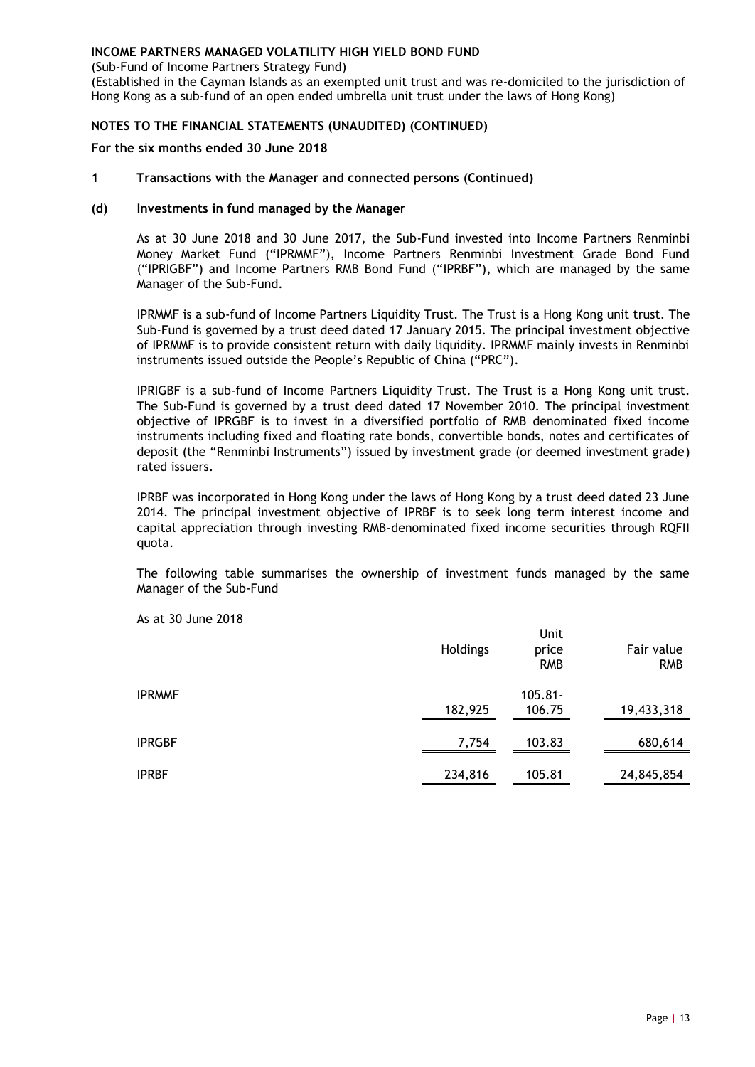**INCOME PARTNERS MANAGED VOLATILITY HIGH YIELD BOND FUND**

(Sub-Fund of Income Partners Strategy Fund)

(Established in the Cayman Islands as an exempted unit trust and was re-domiciled to the jurisdiction of Hong Kong as a sub-fund of an open ended umbrella unit trust under the laws of Hong Kong)

**NOTES TO THE FINANCIAL STATEMENTS (UNAUDITED) (CONTINUED)**

**For the six months ended 30 June 2018**

**1 Transactions with the Manager and connected persons (Continued)**

**(d) Investments in fund managed by the Manager**

As at 30 June 2018 and 30 June 2017, the Sub-Fund invested into Income Partners Renminbi Money Market Fund ("IPRMMF"), Income Partners Renminbi Investment Grade Bond Fund ("IPRIGBF") and Income Partners RMB Bond Fund ("IPRBF"), which are managed by the same Manager of the Sub-Fund.

IPRMMF is a sub-fund of Income Partners Liquidity Trust. The Trust is a Hong Kong unit trust. The Sub-Fund is governed by a trust deed dated 17 January 2015. The principal investment objective of IPRMMF is to provide consistent return with daily liquidity. IPRMMF mainly invests in Renminbi instruments issued outside the People's Republic of China ("PRC").

IPRIGBF is a sub-fund of Income Partners Liquidity Trust. The Trust is a Hong Kong unit trust. The Sub-Fund is governed by a trust deed dated 17 November 2010. The principal investment objective of IPRGBF is to invest in a diversified portfolio of RMB denominated fixed income instruments including fixed and floating rate bonds, convertible bonds, notes and certificates of deposit (the "Renminbi Instruments") issued by investment grade (or deemed investment grade) rated issuers.

IPRBF was incorporated in Hong Kong under the laws of Hong Kong by a trust deed dated 23 June 2014. The principal investment objective of IPRBF is to seek long term interest income and capital appreciation through investing RMB-denominated fixed income securities through RQFII quota.

The following table summarises the ownership of investment funds managed by the same Manager of the Sub-Fund

As at 30 June 2018

| | Holdings | Unit price RMB | Fair value RMB |
|---|---|---|---|
| IPRMMF | 182,925 | 105.81-106.75 | 19,433,318 |
| IPRGBF | 7,754 | 103.83 | 680,614 |
| IPRBF | 234,816 | 105.81 | 24,845,854 |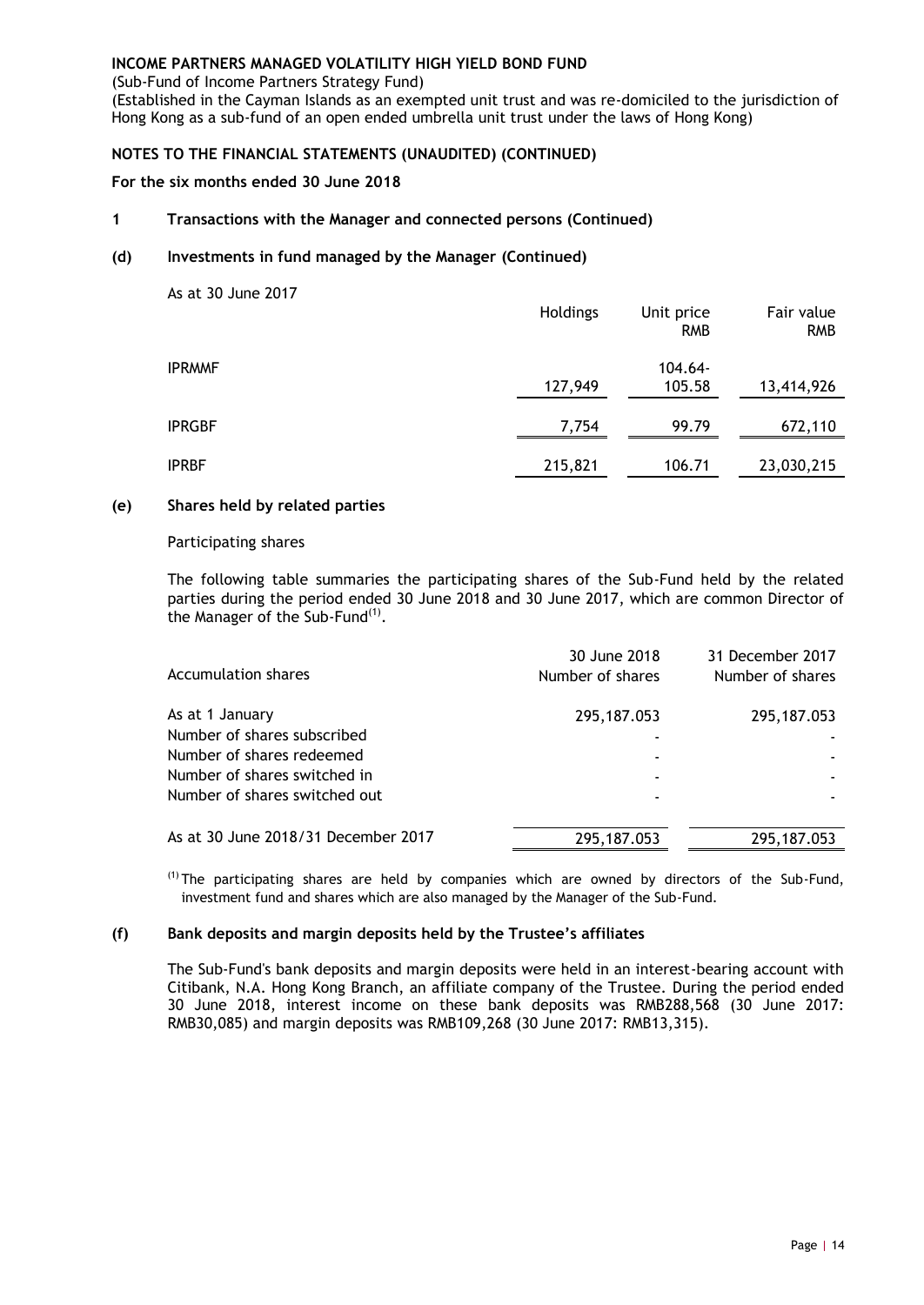**INCOME PARTNERS MANAGED VOLATILITY HIGH YIELD BOND FUND**

(Sub-Fund of Income Partners Strategy Fund)

(Established in the Cayman Islands as an exempted unit trust and was re-domiciled to the jurisdiction of Hong Kong as a sub-fund of an open ended umbrella unit trust under the laws of Hong Kong)

**NOTES TO THE FINANCIAL STATEMENTS (UNAUDITED) (CONTINUED)**

**For the six months ended 30 June 2018**

**1 Transactions with the Manager and connected persons (Continued)**

**(d) Investments in fund managed by the Manager (Continued)**

As at 30 June 2017

| | Holdings | Unit price RMB | Fair value RMB |
|---|---|---|---|
| IPRMMF | 127,949 | 104.64-105.58 | 13,414,926 |
| IPRGBF | 7,754 | 99.79 | 672,110 |
| IPRBF | 215,821 | 106.71 | 23,030,215 |

**(e) Shares held by related parties**

Participating shares

The following table summaries the participating shares of the Sub-Fund held by the related parties during the period ended 30 June 2018 and 30 June 2017, which are common Director of the Manager of the Sub-Fund[1].

| Accumulation shares | 30 June 2018 Number of shares | 31 December 2017 Number of shares |
|---|---|---|
| As at 1 January | 295,187.053 | 295,187.053 |
| Number of shares subscribed | - | - |
| Number of shares redeemed | - | - |
| Number of shares switched in | - | - |
| Number of shares switched out | - | - |
| As at 30 June 2018/31 December 2017 | 295,187.053 | 295,187.053 |

[1] The participating shares are held by companies which are owned by directors of the Sub-Fund, investment fund and shares which are also managed by the Manager of the Sub-Fund.

**(f) Bank deposits and margin deposits held by the Trustee's affiliates**

The Sub-Fund's bank deposits and margin deposits were held in an interest-bearing account with Citibank, N.A. Hong Kong Branch, an affiliate company of the Trustee. During the period ended 30 June 2018, interest income on these bank deposits was RMB288,568 (30 June 2017: RMB30,085) and margin deposits was RMB109,268 (30 June 2017: RMB13,315).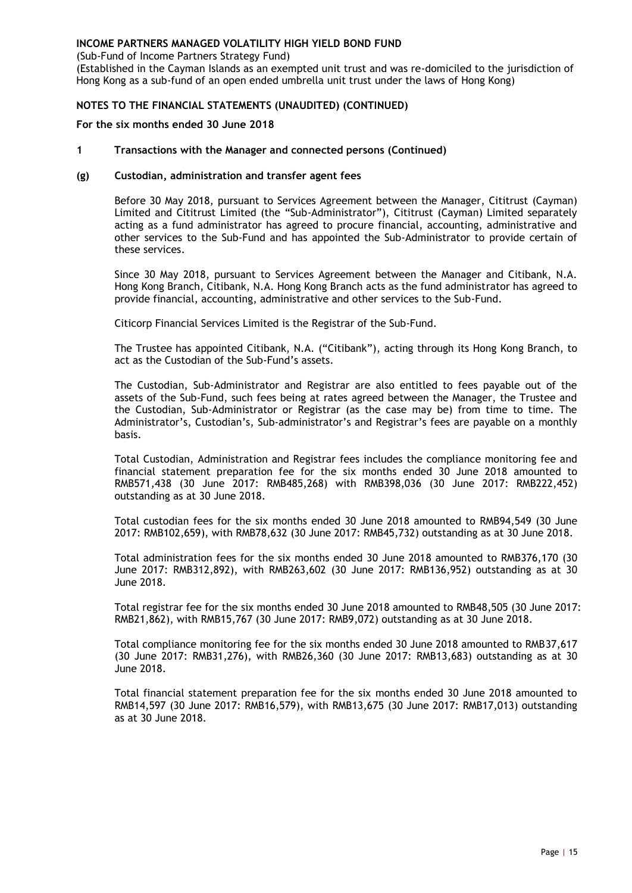**INCOME PARTNERS MANAGED VOLATILITY HIGH YIELD BOND FUND**

(Sub-Fund of Income Partners Strategy Fund)

(Established in the Cayman Islands as an exempted unit trust and was re-domiciled to the jurisdiction of Hong Kong as a sub-fund of an open ended umbrella unit trust under the laws of Hong Kong)

**NOTES TO THE FINANCIAL STATEMENTS (UNAUDITED) (CONTINUED)**

**For the six months ended 30 June 2018**

**1 Transactions with the Manager and connected persons (Continued)**

**(g) Custodian, administration and transfer agent fees**

Before 30 May 2018, pursuant to Services Agreement between the Manager, Cititrust (Cayman) Limited and Cititrust Limited (the "Sub-Administrator"), Cititrust (Cayman) Limited separately acting as a fund administrator has agreed to procure financial, accounting, administrative and other services to the Sub-Fund and has appointed the Sub-Administrator to provide certain of these services.

Since 30 May 2018, pursuant to Services Agreement between the Manager and Citibank, N.A. Hong Kong Branch, Citibank, N.A. Hong Kong Branch acts as the fund administrator has agreed to provide financial, accounting, administrative and other services to the Sub-Fund.

Citicorp Financial Services Limited is the Registrar of the Sub-Fund.

The Trustee has appointed Citibank, N.A. ("Citibank"), acting through its Hong Kong Branch, to act as the Custodian of the Sub-Fund's assets.

The Custodian, Sub-Administrator and Registrar are also entitled to fees payable out of the assets of the Sub-Fund, such fees being at rates agreed between the Manager, the Trustee and the Custodian, Sub-Administrator or Registrar (as the case may be) from time to time. The Administrator's, Custodian's, Sub-administrator's and Registrar's fees are payable on a monthly basis.

Total Custodian, Administration and Registrar fees includes the compliance monitoring fee and financial statement preparation fee for the six months ended 30 June 2018 amounted to RMB571,438 (30 June 2017: RMB485,268) with RMB398,036 (30 June 2017: RMB222,452) outstanding as at 30 June 2018.

Total custodian fees for the six months ended 30 June 2018 amounted to RMB94,549 (30 June 2017: RMB102,659), with RMB78,632 (30 June 2017: RMB45,732) outstanding as at 30 June 2018.

Total administration fees for the six months ended 30 June 2018 amounted to RMB376,170 (30 June 2017: RMB312,892), with RMB263,602 (30 June 2017: RMB136,952) outstanding as at 30 June 2018.

Total registrar fee for the six months ended 30 June 2018 amounted to RMB48,505 (30 June 2017: RMB21,862), with RMB15,767 (30 June 2017: RMB9,072) outstanding as at 30 June 2018.

Total compliance monitoring fee for the six months ended 30 June 2018 amounted to RMB37,617 (30 June 2017: RMB31,276), with RMB26,360 (30 June 2017: RMB13,683) outstanding as at 30 June 2018.

Total financial statement preparation fee for the six months ended 30 June 2018 amounted to RMB14,597 (30 June 2017: RMB16,579), with RMB13,675 (30 June 2017: RMB17,013) outstanding as at 30 June 2018.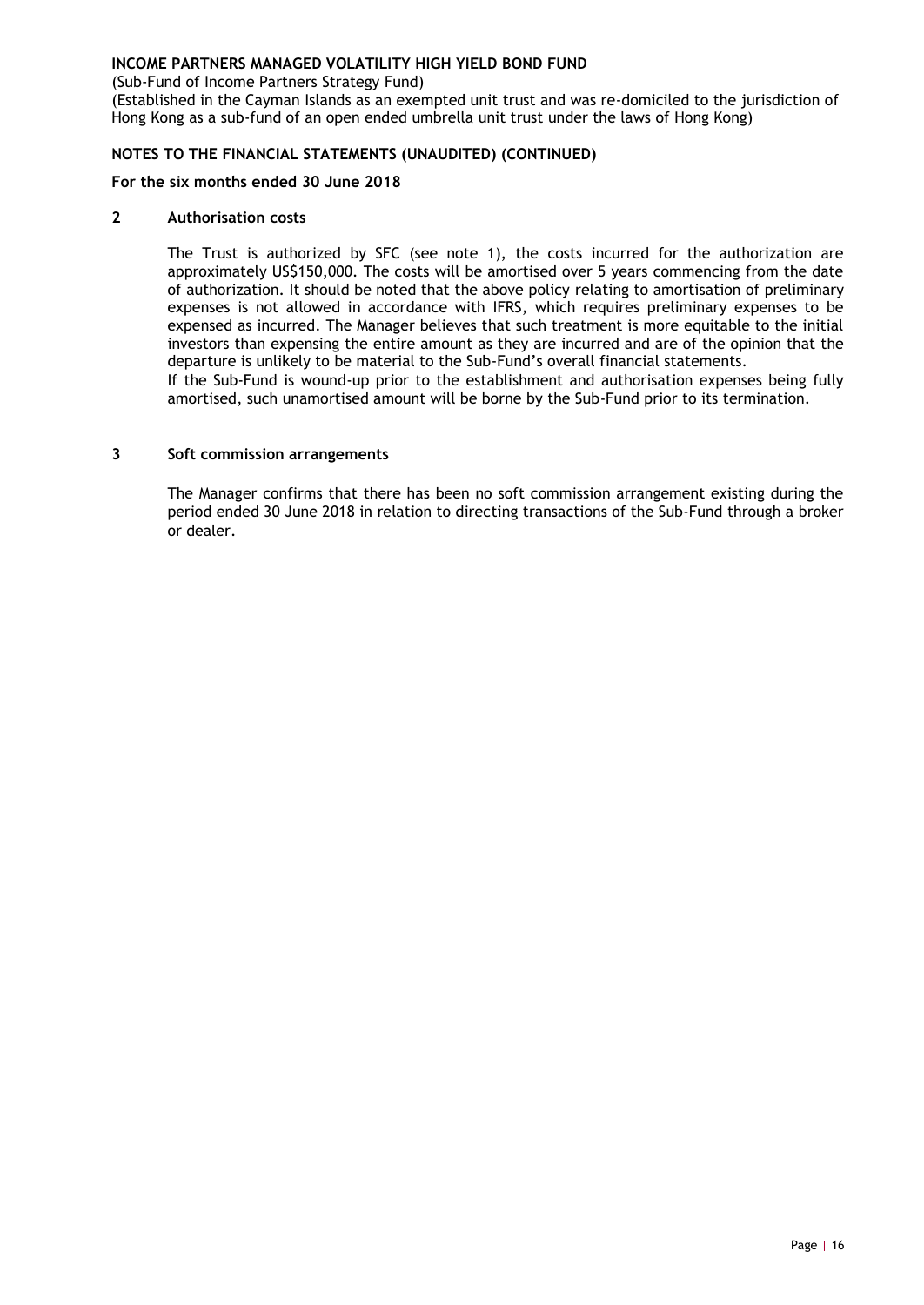**INCOME PARTNERS MANAGED VOLATILITY HIGH YIELD BOND FUND**

(Sub-Fund of Income Partners Strategy Fund)

(Established in the Cayman Islands as an exempted unit trust and was re-domiciled to the jurisdiction of Hong Kong as a sub-fund of an open ended umbrella unit trust under the laws of Hong Kong)

**NOTES TO THE FINANCIAL STATEMENTS (UNAUDITED) (CONTINUED)**

**For the six months ended 30 June 2018**

## 2 Authorisation costs

The Trust is authorized by SFC (see note 1), the costs incurred for the authorization are approximately US$150,000. The costs will be amortised over 5 years commencing from the date of authorization. It should be noted that the above policy relating to amortisation of preliminary expenses is not allowed in accordance with IFRS, which requires preliminary expenses to be expensed as incurred. The Manager believes that such treatment is more equitable to the initial investors than expensing the entire amount as they are incurred and are of the opinion that the departure is unlikely to be material to the Sub-Fund's overall financial statements.

If the Sub-Fund is wound-up prior to the establishment and authorisation expenses being fully amortised, such unamortised amount will be borne by the Sub-Fund prior to its termination.

## 3 Soft commission arrangements

The Manager confirms that there has been no soft commission arrangement existing during the period ended 30 June 2018 in relation to directing transactions of the Sub-Fund through a broker or dealer.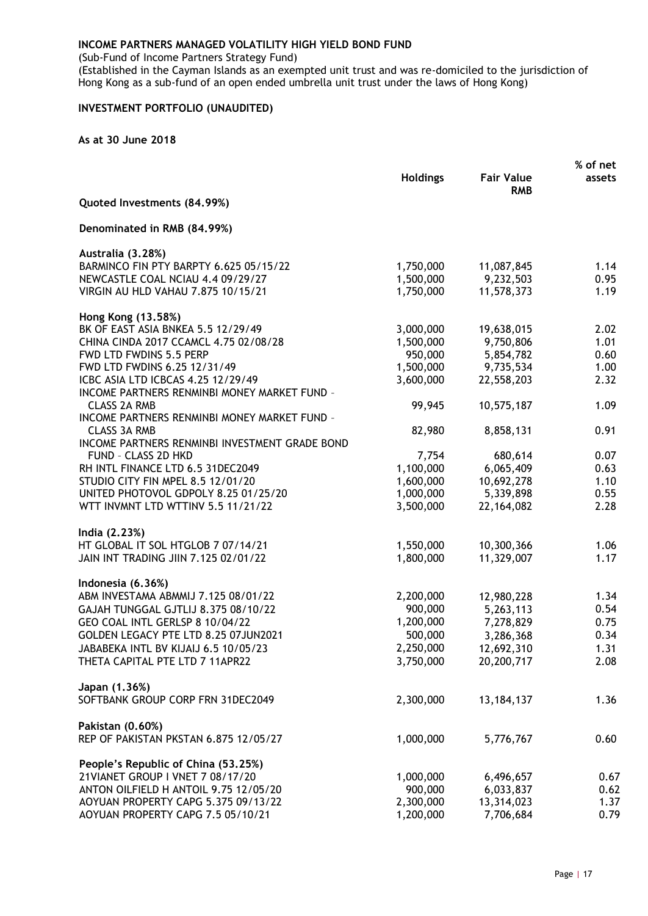**INCOME PARTNERS MANAGED VOLATILITY HIGH YIELD BOND FUND**

(Sub-Fund of Income Partners Strategy Fund)

(Established in the Cayman Islands as an exempted unit trust and was re-domiciled to the jurisdiction of Hong Kong as a sub-fund of an open ended umbrella unit trust under the laws of Hong Kong)

**INVESTMENT PORTFOLIO (UNAUDITED)**

**As at 30 June 2018**

| | Holdings | Fair Value RMB | % of net assets |
|---|---|---|---|
| **Quoted Investments (84.99%)** | | | |
| **Denominated in RMB (84.99%)** | | | |
| **Australia (3.28%)** | | | |
| BARMINCO FIN PTY BARPTY 6.625 05/15/22 | 1,750,000 | 11,087,845 | 1.14 |
| NEWCASTLE COAL NCIAU 4.4 09/29/27 | 1,500,000 | 9,232,503 | 0.95 |
| VIRGIN AU HLD VAHAU 7.875 10/15/21 | 1,750,000 | 11,578,373 | 1.19 |
| **Hong Kong (13.58%)** | | | |
| BK OF EAST ASIA BNKEA 5.5 12/29/49 | 3,000,000 | 19,638,015 | 2.02 |
| CHINA CINDA 2017 CCAMCL 4.75 02/08/28 | 1,500,000 | 9,750,806 | 1.01 |
| FWD LTD FWDINS 5.5 PERP | 950,000 | 5,854,782 | 0.60 |
| FWD LTD FWDINS 6.25 12/31/49 | 1,500,000 | 9,735,534 | 1.00 |
| ICBC ASIA LTD ICBCAS 4.25 12/29/49 | 3,600,000 | 22,558,203 | 2.32 |
| INCOME PARTNERS RENMINBI MONEY MARKET FUND – CLASS 2A RMB | 99,945 | 10,575,187 | 1.09 |
| INCOME PARTNERS RENMINBI MONEY MARKET FUND – CLASS 3A RMB | 82,980 | 8,858,131 | 0.91 |
| INCOME PARTNERS RENMINBI INVESTMENT GRADE BOND FUND – CLASS 2D HKD | 7,754 | 680,614 | 0.07 |
| RH INTL FINANCE LTD 6.5 31DEC2049 | 1,100,000 | 6,065,409 | 0.63 |
| STUDIO CITY FIN MPEL 8.5 12/01/20 | 1,600,000 | 10,692,278 | 1.10 |
| UNITED PHOTOVOL GDPOLY 8.25 01/25/20 | 1,000,000 | 5,339,898 | 0.55 |
| WTT INVMNT LTD WTTINV 5.5 11/21/22 | 3,500,000 | 22,164,082 | 2.28 |
| **India (2.23%)** | | | |
| HT GLOBAL IT SOL HTGLOB 7 07/14/21 | 1,550,000 | 10,300,366 | 1.06 |
| JAIN INT TRADING JIIN 7.125 02/01/22 | 1,800,000 | 11,329,007 | 1.17 |
| **Indonesia (6.36%)** | | | |
| ABM INVESTAMA ABMMIJ 7.125 08/01/22 | 2,200,000 | 12,980,228 | 1.34 |
| GAJAH TUNGGAL GJTLIJ 8.375 08/10/22 | 900,000 | 5,263,113 | 0.54 |
| GEO COAL INTL GERLSP 8 10/04/22 | 1,200,000 | 7,278,829 | 0.75 |
| GOLDEN LEGACY PTE LTD 8.25 07JUN2021 | 500,000 | 3,286,368 | 0.34 |
| JABABEKA INTL BV KIJAIJ 6.5 10/05/23 | 2,250,000 | 12,692,310 | 1.31 |
| THETA CAPITAL PTE LTD 7 11APR22 | 3,750,000 | 20,200,717 | 2.08 |
| **Japan (1.36%)** | | | |
| SOFTBANK GROUP CORP FRN 31DEC2049 | 2,300,000 | 13,184,137 | 1.36 |
| **Pakistan (0.60%)** | | | |
| REP OF PAKISTAN PKSTAN 6.875 12/05/27 | 1,000,000 | 5,776,767 | 0.60 |
| **People's Republic of China (53.25%)** | | | |
| 21VIANET GROUP I VNET 7 08/17/20 | 1,000,000 | 6,496,657 | 0.67 |
| ANTON OILFIELD H ANTOIL 9.75 12/05/20 | 900,000 | 6,033,837 | 0.62 |
| AOYUAN PROPERTY CAPG 5.375 09/13/22 | 2,300,000 | 13,314,023 | 1.37 |
| AOYUAN PROPERTY CAPG 7.5 05/10/21 | 1,200,000 | 7,706,684 | 0.79 |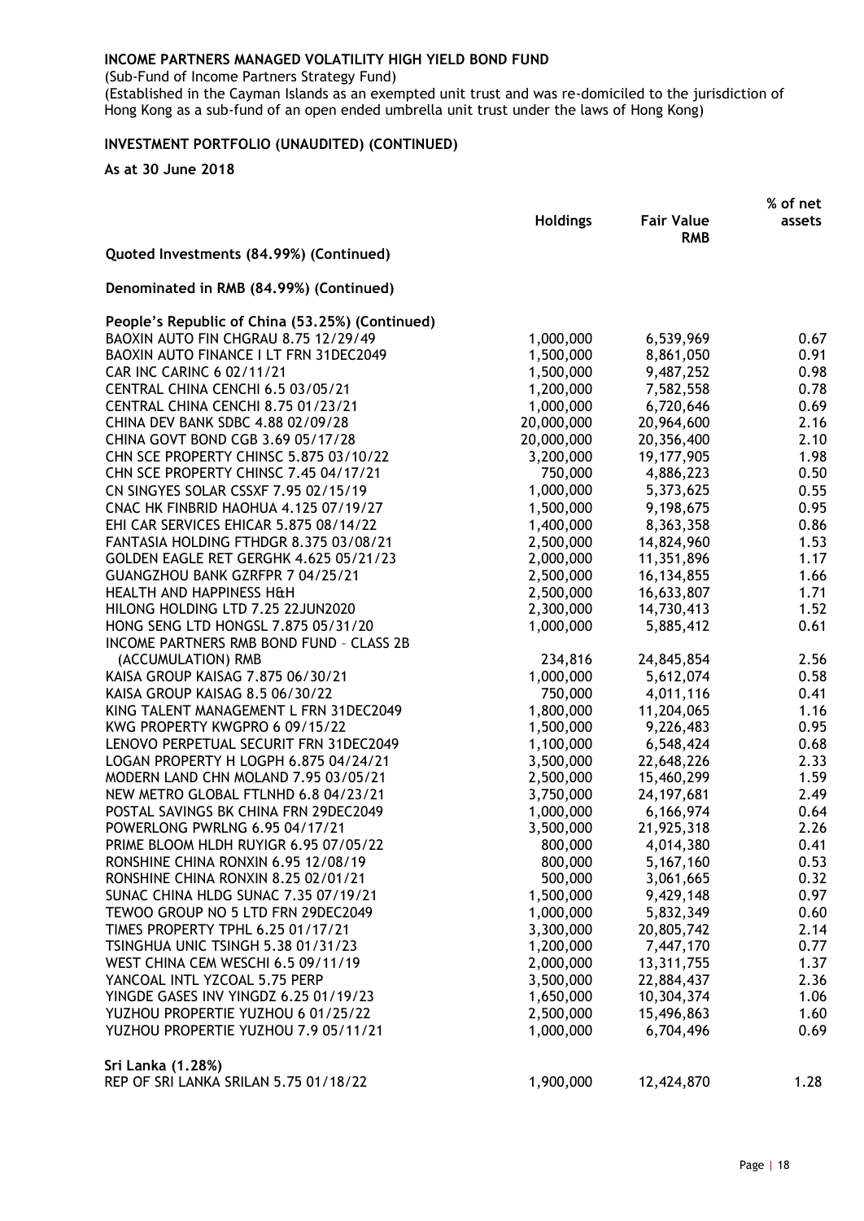**INCOME PARTNERS MANAGED VOLATILITY HIGH YIELD BOND FUND**

(Sub-Fund of Income Partners Strategy Fund)

(Established in the Cayman Islands as an exempted unit trust and was re-domiciled to the jurisdiction of Hong Kong as a sub-fund of an open ended umbrella unit trust under the laws of Hong Kong)

**INVESTMENT PORTFOLIO (UNAUDITED) (CONTINUED)**

**As at 30 June 2018**

| | Holdings | Fair Value RMB | % of net assets |
|---|---|---|---|
| **Quoted Investments (84.99%) (Continued)** | | | |
| **Denominated in RMB (84.99%) (Continued)** | | | |
| **People's Republic of China (53.25%) (Continued)** | | | |
| BAOXIN AUTO FIN CHGRAU 8.75 12/29/49 | 1,000,000 | 6,539,969 | 0.67 |
| BAOXIN AUTO FINANCE I LT FRN 31DEC2049 | 1,500,000 | 8,861,050 | 0.91 |
| CAR INC CARINC 6 02/11/21 | 1,500,000 | 9,487,252 | 0.98 |
| CENTRAL CHINA CENCHI 6.5 03/05/21 | 1,200,000 | 7,582,558 | 0.78 |
| CENTRAL CHINA CENCHI 8.75 01/23/21 | 1,000,000 | 6,720,646 | 0.69 |
| CHINA DEV BANK SDBC 4.88 02/09/28 | 20,000,000 | 20,964,600 | 2.16 |
| CHINA GOVT BOND CGB 3.69 05/17/28 | 20,000,000 | 20,356,400 | 2.10 |
| CHN SCE PROPERTY CHINSC 5.875 03/10/22 | 3,200,000 | 19,177,905 | 1.98 |
| CHN SCE PROPERTY CHINSC 7.45 04/17/21 | 750,000 | 4,886,223 | 0.50 |
| CN SINGYES SOLAR CSSXF 7.95 02/15/19 | 1,000,000 | 5,373,625 | 0.55 |
| CNAC HK FINBRID HAOHUA 4.125 07/19/27 | 1,500,000 | 9,198,675 | 0.95 |
| EHI CAR SERVICES EHICAR 5.875 08/14/22 | 1,400,000 | 8,363,358 | 0.86 |
| FANTASIA HOLDING FTHDGR 8.375 03/08/21 | 2,500,000 | 14,824,960 | 1.53 |
| GOLDEN EAGLE RET GERGHK 4.625 05/21/23 | 2,000,000 | 11,351,896 | 1.17 |
| GUANGZHOU BANK GZRFPR 7 04/25/21 | 2,500,000 | 16,134,855 | 1.66 |
| HEALTH AND HAPPINESS H&H | 2,500,000 | 16,633,807 | 1.71 |
| HILONG HOLDING LTD 7.25 22JUN2020 | 2,300,000 | 14,730,413 | 1.52 |
| HONG SENG LTD HONGSL 7.875 05/31/20 | 1,000,000 | 5,885,412 | 0.61 |
| INCOME PARTNERS RMB BOND FUND – CLASS 2B (ACCUMULATION) RMB | 234,816 | 24,845,854 | 2.56 |
| KAISA GROUP KAISAG 7.875 06/30/21 | 1,000,000 | 5,612,074 | 0.58 |
| KAISA GROUP KAISAG 8.5 06/30/22 | 750,000 | 4,011,116 | 0.41 |
| KING TALENT MANAGEMENT L FRN 31DEC2049 | 1,800,000 | 11,204,065 | 1.16 |
| KWG PROPERTY KWGPRO 6 09/15/22 | 1,500,000 | 9,226,483 | 0.95 |
| LENOVO PERPETUAL SECURIT FRN 31DEC2049 | 1,100,000 | 6,548,424 | 0.68 |
| LOGAN PROPERTY H LOGPH 6.875 04/24/21 | 3,500,000 | 22,648,226 | 2.33 |
| MODERN LAND CHN MOLAND 7.95 03/05/21 | 2,500,000 | 15,460,299 | 1.59 |
| NEW METRO GLOBAL FTLNHD 6.8 04/23/21 | 3,750,000 | 24,197,681 | 2.49 |
| POSTAL SAVINGS BK CHINA FRN 29DEC2049 | 1,000,000 | 6,166,974 | 0.64 |
| POWERLONG PWRLNG 6.95 04/17/21 | 3,500,000 | 21,925,318 | 2.26 |
| PRIME BLOOM HLDH RUYIGR 6.95 07/05/22 | 800,000 | 4,014,380 | 0.41 |
| RONSHINE CHINA RONXIN 6.95 12/08/19 | 800,000 | 5,167,160 | 0.53 |
| RONSHINE CHINA RONXIN 8.25 02/01/21 | 500,000 | 3,061,665 | 0.32 |
| SUNAC CHINA HLDG SUNAC 7.35 07/19/21 | 1,500,000 | 9,429,148 | 0.97 |
| TEWOO GROUP NO 5 LTD FRN 29DEC2049 | 1,000,000 | 5,832,349 | 0.60 |
| TIMES PROPERTY TPHL 6.25 01/17/21 | 3,300,000 | 20,805,742 | 2.14 |
| TSINGHUA UNIC TSINGH 5.38 01/31/23 | 1,200,000 | 7,447,170 | 0.77 |
| WEST CHINA CEM WESCHI 6.5 09/11/19 | 2,000,000 | 13,311,755 | 1.37 |
| YANCOAL INTL YZCOAL 5.75 PERP | 3,500,000 | 22,884,437 | 2.36 |
| YINGDE GASES INV YINGDZ 6.25 01/19/23 | 1,650,000 | 10,304,374 | 1.06 |
| YUZHOU PROPERTIE YUZHOU 6 01/25/22 | 2,500,000 | 15,496,863 | 1.60 |
| YUZHOU PROPERTIE YUZHOU 7.9 05/11/21 | 1,000,000 | 6,704,496 | 0.69 |
| **Sri Lanka (1.28%)** | | | |
| REP OF SRI LANKA SRILAN 5.75 01/18/22 | 1,900,000 | 12,424,870 | 1.28 |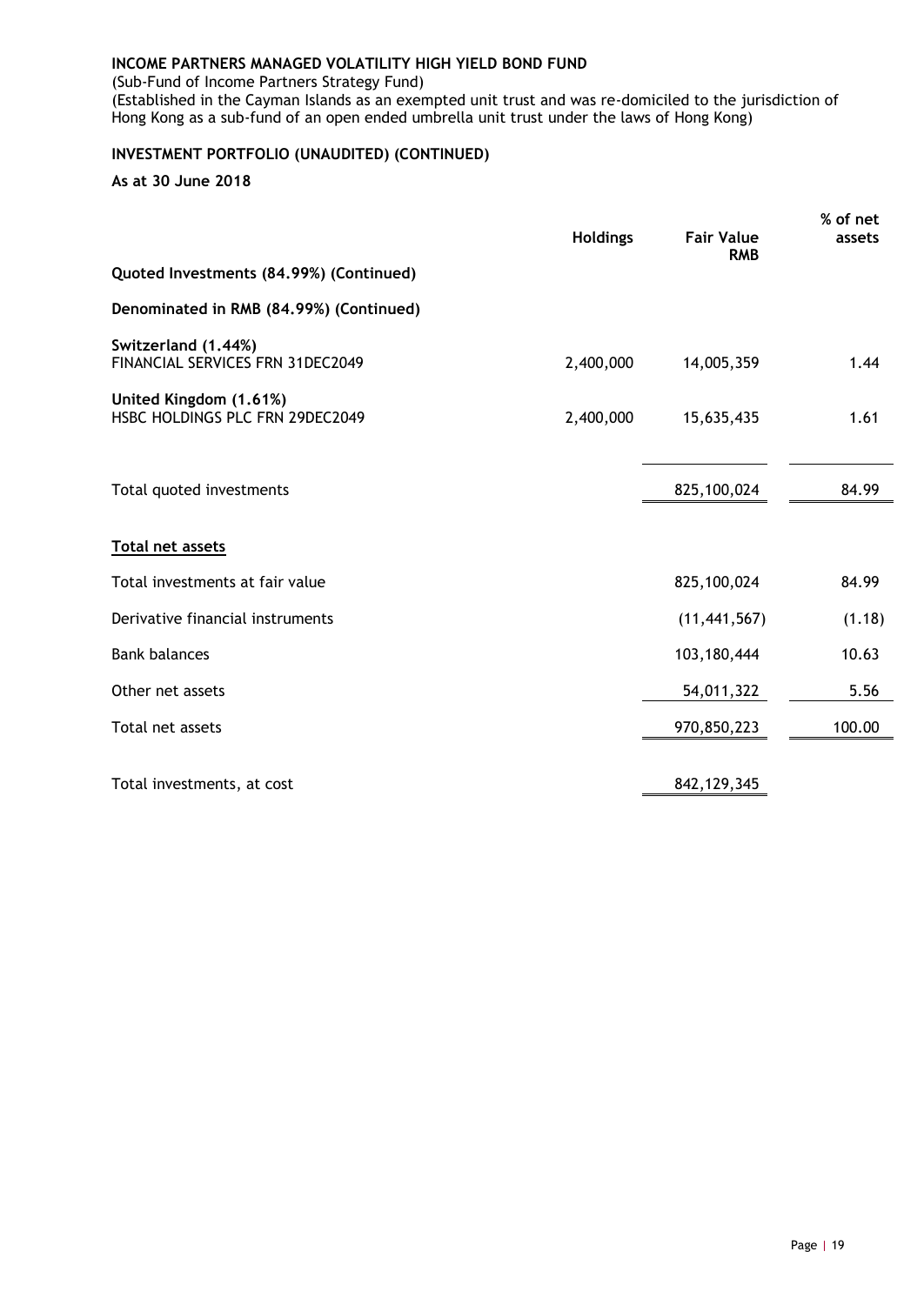**INCOME PARTNERS MANAGED VOLATILITY HIGH YIELD BOND FUND**

(Sub-Fund of Income Partners Strategy Fund)

(Established in the Cayman Islands as an exempted unit trust and was re-domiciled to the jurisdiction of Hong Kong as a sub-fund of an open ended umbrella unit trust under the laws of Hong Kong)

**INVESTMENT PORTFOLIO (UNAUDITED) (CONTINUED)**

**As at 30 June 2018**

| | Holdings | Fair Value RMB | % of net assets |
|---|---|---|---|
| **Quoted Investments (84.99%) (Continued)** | | | |
| **Denominated in RMB (84.99%) (Continued)** | | | |
| **Switzerland (1.44%)** | | | |
| FINANCIAL SERVICES FRN 31DEC2049 | 2,400,000 | 14,005,359 | 1.44 |
| **United Kingdom (1.61%)** | | | |
| HSBC HOLDINGS PLC FRN 29DEC2049 | 2,400,000 | 15,635,435 | 1.61 |
| Total quoted investments | | 825,100,024 | 84.99 |
| **Total net assets** | | | |
| Total investments at fair value | | 825,100,024 | 84.99 |
| Derivative financial instruments | | (11,441,567) | (1.18) |
| Bank balances | | 103,180,444 | 10.63 |
| Other net assets | | 54,011,322 | 5.56 |
| Total net assets | | 970,850,223 | 100.00 |
| Total investments, at cost | | 842,129,345 | |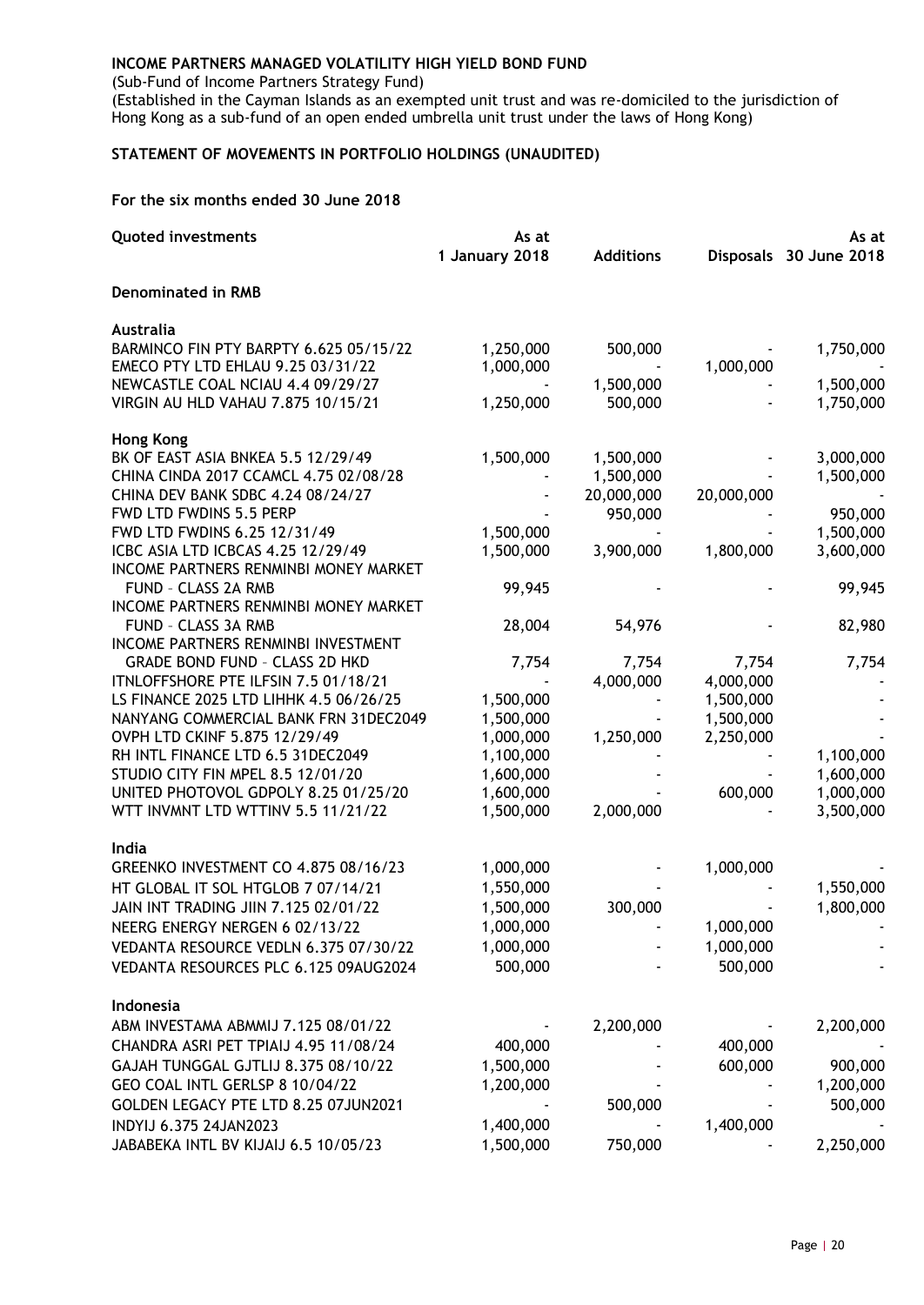**INCOME PARTNERS MANAGED VOLATILITY HIGH YIELD BOND FUND**

(Sub-Fund of Income Partners Strategy Fund)
(Established in the Cayman Islands as an exempted unit trust and was re-domiciled to the jurisdiction of Hong Kong as a sub-fund of an open ended umbrella unit trust under the laws of Hong Kong)

**STATEMENT OF MOVEMENTS IN PORTFOLIO HOLDINGS (UNAUDITED)**

**For the six months ended 30 June 2018**

| Quoted investments | As at 1 January 2018 | Additions | Disposals | As at 30 June 2018 |
|---|---|---|---|---|
| **Denominated in RMB** | | | | |
| **Australia** | | | | |
| BARMINCO FIN PTY BARPTY 6.625 05/15/22 | 1,250,000 | 500,000 | - | 1,750,000 |
| EMECO PTY LTD EHLAU 9.25 03/31/22 | 1,000,000 | - | 1,000,000 | - |
| NEWCASTLE COAL NCIAU 4.4 09/29/27 | - | 1,500,000 | - | 1,500,000 |
| VIRGIN AU HLD VAHAU 7.875 10/15/21 | 1,250,000 | 500,000 | - | 1,750,000 |
| **Hong Kong** | | | | |
| BK OF EAST ASIA BNKEA 5.5 12/29/49 | 1,500,000 | 1,500,000 | - | 3,000,000 |
| CHINA CINDA 2017 CCAMCL 4.75 02/08/28 | - | 1,500,000 | - | 1,500,000 |
| CHINA DEV BANK SDBC 4.24 08/24/27 | - | 20,000,000 | 20,000,000 | - |
| FWD LTD FWDINS 5.5 PERP | - | 950,000 | - | 950,000 |
| FWD LTD FWDINS 6.25 12/31/49 | 1,500,000 | - | - | 1,500,000 |
| ICBC ASIA LTD ICBCAS 4.25 12/29/49 | 1,500,000 | 3,900,000 | 1,800,000 | 3,600,000 |
| INCOME PARTNERS RENMINBI MONEY MARKET FUND – CLASS 2A RMB | 99,945 | - | - | 99,945 |
| INCOME PARTNERS RENMINBI MONEY MARKET FUND – CLASS 3A RMB | 28,004 | 54,976 | - | 82,980 |
| INCOME PARTNERS RENMINBI INVESTMENT GRADE BOND FUND – CLASS 2D HKD | 7,754 | 7,754 | 7,754 | 7,754 |
| ITNLOFFSHORE PTE ILFSIN 7.5 01/18/21 | - | 4,000,000 | 4,000,000 | - |
| LS FINANCE 2025 LTD LIHHK 4.5 06/26/25 | 1,500,000 | - | 1,500,000 | - |
| NANYANG COMMERCIAL BANK FRN 31DEC2049 | 1,500,000 | - | 1,500,000 | - |
| OVPH LTD CKINF 5.875 12/29/49 | 1,000,000 | 1,250,000 | 2,250,000 | - |
| RH INTL FINANCE LTD 6.5 31DEC2049 | 1,100,000 | - | - | 1,100,000 |
| STUDIO CITY FIN MPEL 8.5 12/01/20 | 1,600,000 | - | - | 1,600,000 |
| UNITED PHOTOVOL GDPOLY 8.25 01/25/20 | 1,600,000 | - | 600,000 | 1,000,000 |
| WTT INVMNT LTD WTTINV 5.5 11/21/22 | 1,500,000 | 2,000,000 | - | 3,500,000 |
| **India** | | | | |
| GREENKO INVESTMENT CO 4.875 08/16/23 | 1,000,000 | - | 1,000,000 | - |
| HT GLOBAL IT SOL HTGLOB 7 07/14/21 | 1,550,000 | - | - | 1,550,000 |
| JAIN INT TRADING JIIN 7.125 02/01/22 | 1,500,000 | 300,000 | - | 1,800,000 |
| NEERG ENERGY NERGEN 6 02/13/22 | 1,000,000 | - | 1,000,000 | - |
| VEDANTA RESOURCE VEDLN 6.375 07/30/22 | 1,000,000 | - | 1,000,000 | - |
| VEDANTA RESOURCES PLC 6.125 09AUG2024 | 500,000 | - | 500,000 | - |
| **Indonesia** | | | | |
| ABM INVESTAMA ABMMIJ 7.125 08/01/22 | - | 2,200,000 | - | 2,200,000 |
| CHANDRA ASRI PET TPIAIJ 4.95 11/08/24 | 400,000 | - | 400,000 | - |
| GAJAH TUNGGAL GJTLIJ 8.375 08/10/22 | 1,500,000 | - | 600,000 | 900,000 |
| GEO COAL INTL GERLSP 8 10/04/22 | 1,200,000 | - | - | 1,200,000 |
| GOLDEN LEGACY PTE LTD 8.25 07JUN2021 | - | 500,000 | - | 500,000 |
| INDYIJ 6.375 24JAN2023 | 1,400,000 | - | 1,400,000 | - |
| JABABEKA INTL BV KIJAIJ 6.5 10/05/23 | 1,500,000 | 750,000 | - | 2,250,000 |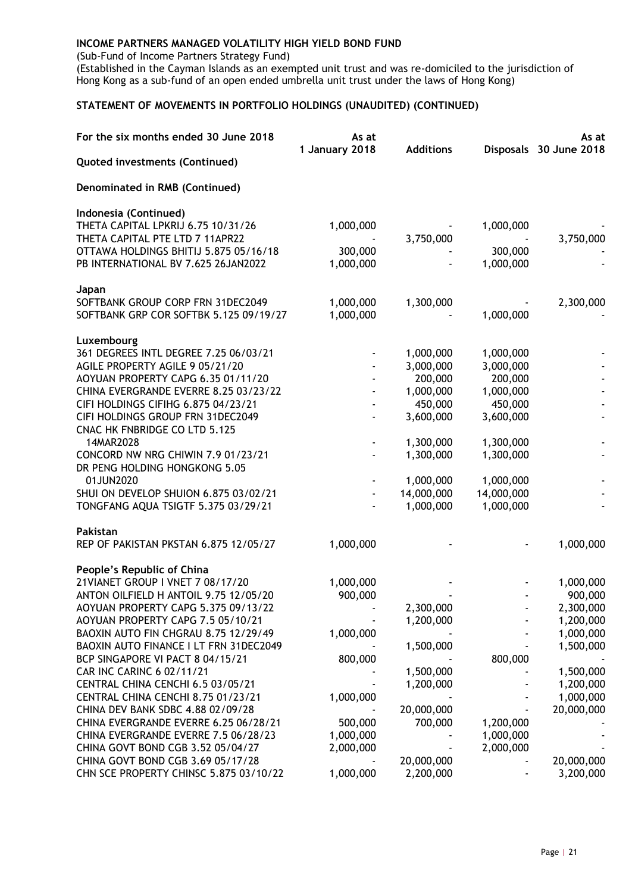**INCOME PARTNERS MANAGED VOLATILITY HIGH YIELD BOND FUND**

(Sub-Fund of Income Partners Strategy Fund)

(Established in the Cayman Islands as an exempted unit trust and was re-domiciled to the jurisdiction of Hong Kong as a sub-fund of an open ended umbrella unit trust under the laws of Hong Kong)

**STATEMENT OF MOVEMENTS IN PORTFOLIO HOLDINGS (UNAUDITED) (CONTINUED)**

| For the six months ended 30 June 2018 | As at 1 January 2018 | Additions | Disposals | As at 30 June 2018 |
|---|---|---|---|---|
| **Quoted investments (Continued)** | | | | |
| **Denominated in RMB (Continued)** | | | | |
| **Indonesia (Continued)** | | | | |
| THETA CAPITAL LPKRIJ 6.75 10/31/26 | 1,000,000 | - | 1,000,000 | - |
| THETA CAPITAL PTE LTD 7 11APR22 | - | 3,750,000 | - | 3,750,000 |
| OTTAWA HOLDINGS BHITIJ 5.875 05/16/18 | 300,000 | - | 300,000 | - |
| PB INTERNATIONAL BV 7.625 26JAN2022 | 1,000,000 | - | 1,000,000 | - |
| **Japan** | | | | |
| SOFTBANK GROUP CORP FRN 31DEC2049 | 1,000,000 | 1,300,000 | - | 2,300,000 |
| SOFTBANK GRP COR SOFTBK 5.125 09/19/27 | 1,000,000 | - | 1,000,000 | - |
| **Luxembourg** | | | | |
| 361 DEGREES INTL DEGREE 7.25 06/03/21 | - | 1,000,000 | 1,000,000 | - |
| AGILE PROPERTY AGILE 9 05/21/20 | - | 3,000,000 | 3,000,000 | - |
| AOYUAN PROPERTY CAPG 6.35 01/11/20 | - | 200,000 | 200,000 | - |
| CHINA EVERGRANDE EVERRE 8.25 03/23/22 | - | 1,000,000 | 1,000,000 | - |
| CIFI HOLDINGS CIFIHG 6.875 04/23/21 | - | 450,000 | 450,000 | - |
| CIFI HOLDINGS GROUP FRN 31DEC2049 | - | 3,600,000 | 3,600,000 | - |
| CNAC HK FNBRIDGE CO LTD 5.125 14MAR2028 | - | 1,300,000 | 1,300,000 | - |
| CONCORD NW NRG CHIWIN 7.9 01/23/21 | - | 1,300,000 | 1,300,000 | - |
| DR PENG HOLDING HONGKONG 5.05 01JUN2020 | - | 1,000,000 | 1,000,000 | - |
| SHUI ON DEVELOP SHUION 6.875 03/02/21 | - | 14,000,000 | 14,000,000 | - |
| TONGFANG AQUA TSIGTF 5.375 03/29/21 | - | 1,000,000 | 1,000,000 | - |
| **Pakistan** | | | | |
| REP OF PAKISTAN PKSTAN 6.875 12/05/27 | 1,000,000 | - | - | 1,000,000 |
| **People's Republic of China** | | | | |
| 21VIANET GROUP I VNET 7 08/17/20 | 1,000,000 | - | - | 1,000,000 |
| ANTON OILFIELD H ANTOIL 9.75 12/05/20 | 900,000 | - | - | 900,000 |
| AOYUAN PROPERTY CAPG 5.375 09/13/22 | - | 2,300,000 | - | 2,300,000 |
| AOYUAN PROPERTY CAPG 7.5 05/10/21 | - | 1,200,000 | - | 1,200,000 |
| BAOXIN AUTO FIN CHGRAU 8.75 12/29/49 | 1,000,000 | - | - | 1,000,000 |
| BAOXIN AUTO FINANCE I LT FRN 31DEC2049 | - | 1,500,000 | - | 1,500,000 |
| BCP SINGAPORE VI PACT 8 04/15/21 | 800,000 | - | 800,000 | - |
| CAR INC CARINC 6 02/11/21 | - | 1,500,000 | - | 1,500,000 |
| CENTRAL CHINA CENCHI 6.5 03/05/21 | - | 1,200,000 | - | 1,200,000 |
| CENTRAL CHINA CENCHI 8.75 01/23/21 | 1,000,000 | - | - | 1,000,000 |
| CHINA DEV BANK SDBC 4.88 02/09/28 | - | 20,000,000 | - | 20,000,000 |
| CHINA EVERGRANDE EVERRE 6.25 06/28/21 | 500,000 | 700,000 | 1,200,000 | - |
| CHINA EVERGRANDE EVERRE 7.5 06/28/23 | 1,000,000 | - | 1,000,000 | - |
| CHINA GOVT BOND CGB 3.52 05/04/27 | 2,000,000 | - | 2,000,000 | - |
| CHINA GOVT BOND CGB 3.69 05/17/28 | - | 20,000,000 | - | 20,000,000 |
| CHN SCE PROPERTY CHINSC 5.875 03/10/22 | 1,000,000 | 2,200,000 | - | 3,200,000 |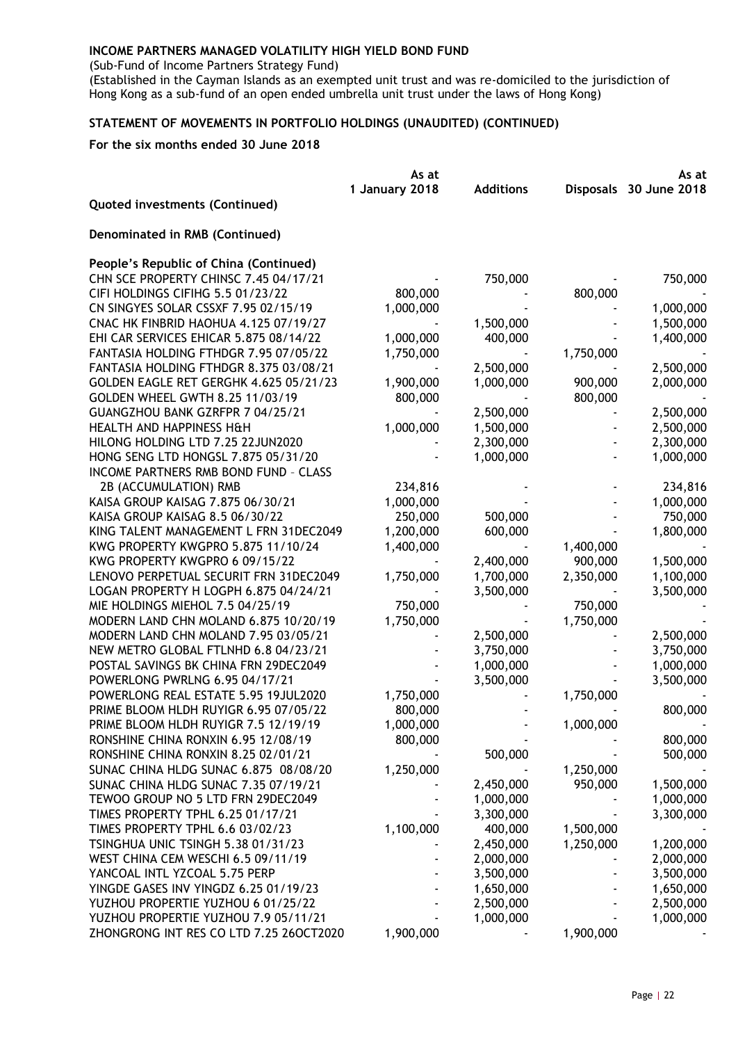**INCOME PARTNERS MANAGED VOLATILITY HIGH YIELD BOND FUND**

(Sub-Fund of Income Partners Strategy Fund)

(Established in the Cayman Islands as an exempted unit trust and was re-domiciled to the jurisdiction of Hong Kong as a sub-fund of an open ended umbrella unit trust under the laws of Hong Kong)

**STATEMENT OF MOVEMENTS IN PORTFOLIO HOLDINGS (UNAUDITED) (CONTINUED)**

**For the six months ended 30 June 2018**

| | As at 1 January 2018 | Additions | Disposals | As at 30 June 2018 |
|---|---|---|---|---|
| **Quoted investments (Continued)** | | | | |
| | | | | |
| **Denominated in RMB (Continued)** | | | | |
| | | | | |
| **People's Republic of China (Continued)** | | | | |
| CHN SCE PROPERTY CHINSC 7.45 04/17/21 | - | 750,000 | - | 750,000 |
| CIFI HOLDINGS CIFIHG 5.5 01/23/22 | 800,000 | - | 800,000 | - |
| CN SINGYES SOLAR CSSXF 7.95 02/15/19 | 1,000,000 | - | - | 1,000,000 |
| CNAC HK FINBRID HAOHUA 4.125 07/19/27 | - | 1,500,000 | - | 1,500,000 |
| EHI CAR SERVICES EHICAR 5.875 08/14/22 | 1,000,000 | 400,000 | - | 1,400,000 |
| FANTASIA HOLDING FTHDGR 7.95 07/05/22 | 1,750,000 | - | 1,750,000 | - |
| FANTASIA HOLDING FTHDGR 8.375 03/08/21 | - | 2,500,000 | - | 2,500,000 |
| GOLDEN EAGLE RET GERGHK 4.625 05/21/23 | 1,900,000 | 1,000,000 | 900,000 | 2,000,000 |
| GOLDEN WHEEL GWTH 8.25 11/03/19 | 800,000 | - | 800,000 | - |
| GUANGZHOU BANK GZRFPR 7 04/25/21 | - | 2,500,000 | - | 2,500,000 |
| HEALTH AND HAPPINESS H&H | 1,000,000 | 1,500,000 | - | 2,500,000 |
| HILONG HOLDING LTD 7.25 22JUN2020 | - | 2,300,000 | - | 2,300,000 |
| HONG SENG LTD HONGSL 7.875 05/31/20 | - | 1,000,000 | - | 1,000,000 |
| INCOME PARTNERS RMB BOND FUND – CLASS 2B (ACCUMULATION) RMB | 234,816 | - | - | 234,816 |
| KAISA GROUP KAISAG 7.875 06/30/21 | 1,000,000 | - | - | 1,000,000 |
| KAISA GROUP KAISAG 8.5 06/30/22 | 250,000 | 500,000 | - | 750,000 |
| KING TALENT MANAGEMENT L FRN 31DEC2049 | 1,200,000 | 600,000 | - | 1,800,000 |
| KWG PROPERTY KWGPRO 5.875 11/10/24 | 1,400,000 | - | 1,400,000 | - |
| KWG PROPERTY KWGPRO 6 09/15/22 | - | 2,400,000 | 900,000 | 1,500,000 |
| LENOVO PERPETUAL SECURIT FRN 31DEC2049 | 1,750,000 | 1,700,000 | 2,350,000 | 1,100,000 |
| LOGAN PROPERTY H LOGPH 6.875 04/24/21 | - | 3,500,000 | - | 3,500,000 |
| MIE HOLDINGS MIEHOL 7.5 04/25/19 | 750,000 | - | 750,000 | - |
| MODERN LAND CHN MOLAND 6.875 10/20/19 | 1,750,000 | - | 1,750,000 | - |
| MODERN LAND CHN MOLAND 7.95 03/05/21 | - | 2,500,000 | - | 2,500,000 |
| NEW METRO GLOBAL FTLNHD 6.8 04/23/21 | - | 3,750,000 | - | 3,750,000 |
| POSTAL SAVINGS BK CHINA FRN 29DEC2049 | - | 1,000,000 | - | 1,000,000 |
| POWERLONG PWRLNG 6.95 04/17/21 | - | 3,500,000 | - | 3,500,000 |
| POWERLONG REAL ESTATE 5.95 19JUL2020 | 1,750,000 | - | 1,750,000 | - |
| PRIME BLOOM HLDH RUYIGR 6.95 07/05/22 | 800,000 | - | - | 800,000 |
| PRIME BLOOM HLDH RUYIGR 7.5 12/19/19 | 1,000,000 | - | 1,000,000 | - |
| RONSHINE CHINA RONXIN 6.95 12/08/19 | 800,000 | - | - | 800,000 |
| RONSHINE CHINA RONXIN 8.25 02/01/21 | - | 500,000 | - | 500,000 |
| SUNAC CHINA HLDG SUNAC 6.875 08/08/20 | 1,250,000 | - | 1,250,000 | - |
| SUNAC CHINA HLDG SUNAC 7.35 07/19/21 | - | 2,450,000 | 950,000 | 1,500,000 |
| TEWOO GROUP NO 5 LTD FRN 29DEC2049 | - | 1,000,000 | - | 1,000,000 |
| TIMES PROPERTY TPHL 6.25 01/17/21 | - | 3,300,000 | - | 3,300,000 |
| TIMES PROPERTY TPHL 6.6 03/02/23 | 1,100,000 | 400,000 | 1,500,000 | - |
| TSINGHUA UNIC TSINGH 5.38 01/31/23 | - | 2,450,000 | 1,250,000 | 1,200,000 |
| WEST CHINA CEM WESCHI 6.5 09/11/19 | - | 2,000,000 | - | 2,000,000 |
| YANCOAL INTL YZCOAL 5.75 PERP | - | 3,500,000 | - | 3,500,000 |
| YINGDE GASES INV YINGDZ 6.25 01/19/23 | - | 1,650,000 | - | 1,650,000 |
| YUZHOU PROPERTIE YUZHOU 6 01/25/22 | - | 2,500,000 | - | 2,500,000 |
| YUZHOU PROPERTIE YUZHOU 7.9 05/11/21 | - | 1,000,000 | - | 1,000,000 |
| ZHONGRONG INT RES CO LTD 7.25 26OCT2020 | 1,900,000 | - | 1,900,000 | - |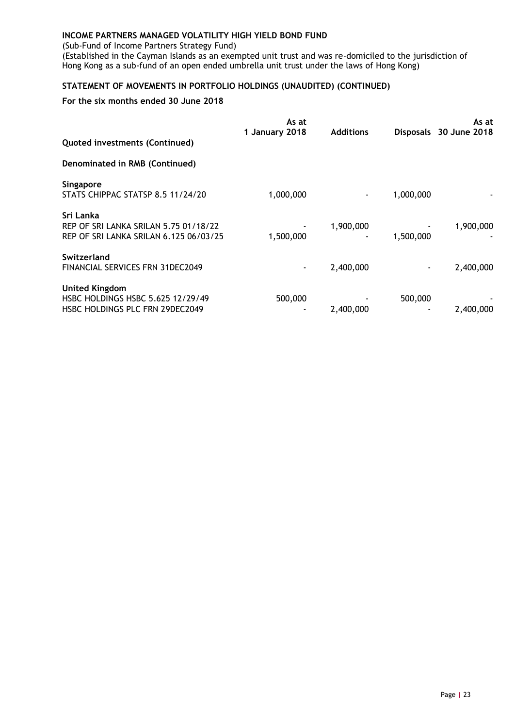**INCOME PARTNERS MANAGED VOLATILITY HIGH YIELD BOND FUND**

(Sub-Fund of Income Partners Strategy Fund)

(Established in the Cayman Islands as an exempted unit trust and was re-domiciled to the jurisdiction of Hong Kong as a sub-fund of an open ended umbrella unit trust under the laws of Hong Kong)

## STATEMENT OF MOVEMENTS IN PORTFOLIO HOLDINGS (UNAUDITED) (CONTINUED)

### For the six months ended 30 June 2018

| | As at 1 January 2018 | Additions | Disposals | As at 30 June 2018 |
|---|---|---|---|---|
| **Quoted investments (Continued)** | | | | |
| **Denominated in RMB (Continued)** | | | | |
| **Singapore** | | | | |
| STATS CHIPPAC STATSP 8.5 11/24/20 | 1,000,000 | - | 1,000,000 | - |
| **Sri Lanka** | | | | |
| REP OF SRI LANKA SRILAN 5.75 01/18/22 | - | 1,900,000 | - | 1,900,000 |
| REP OF SRI LANKA SRILAN 6.125 06/03/25 | 1,500,000 | - | 1,500,000 | - |
| **Switzerland** | | | | |
| FINANCIAL SERVICES FRN 31DEC2049 | - | 2,400,000 | - | 2,400,000 |
| **United Kingdom** | | | | |
| HSBC HOLDINGS HSBC 5.625 12/29/49 | 500,000 | - | 500,000 | - |
| HSBC HOLDINGS PLC FRN 29DEC2049 | - | 2,400,000 | - | 2,400,000 |